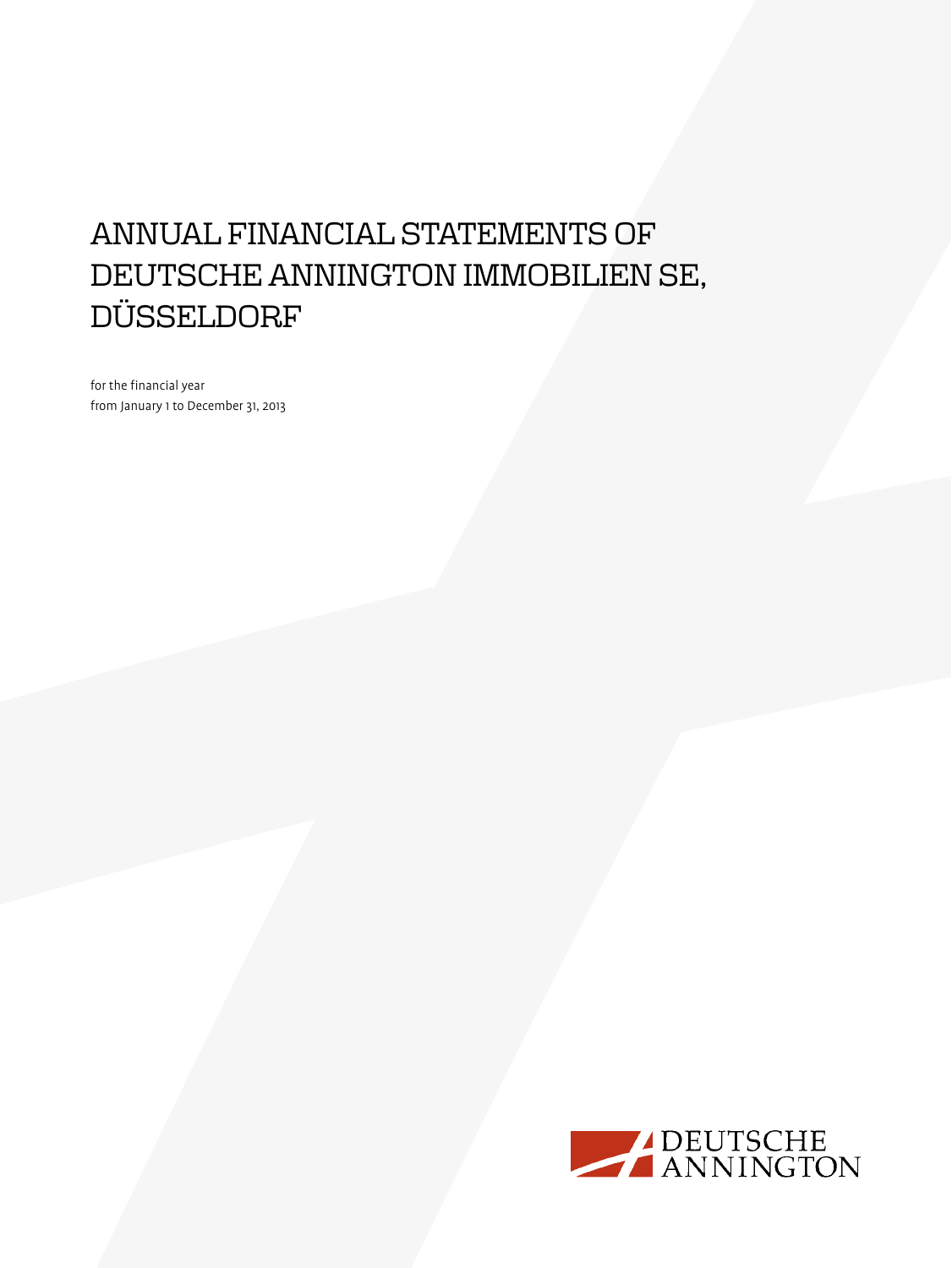# ANNUAL FINANCIAL STATEMENTS OF DEUTSCHE ANNINGTON IMMOBILIEN SE, DÜSSELDORF

for the financial year
from January 1 to December 31, 2013

DEUTSCHE ANNINGTON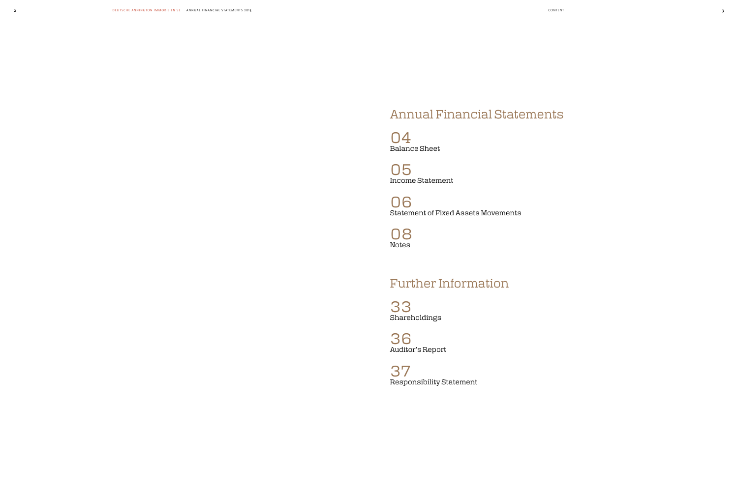## Annual Financial Statements

04
Balance Sheet

05
Income Statement

06
Statement of Fixed Assets Movements

08
Notes

## Further Information

33
Shareholdings

36
Auditor's Report

37
Responsibility Statement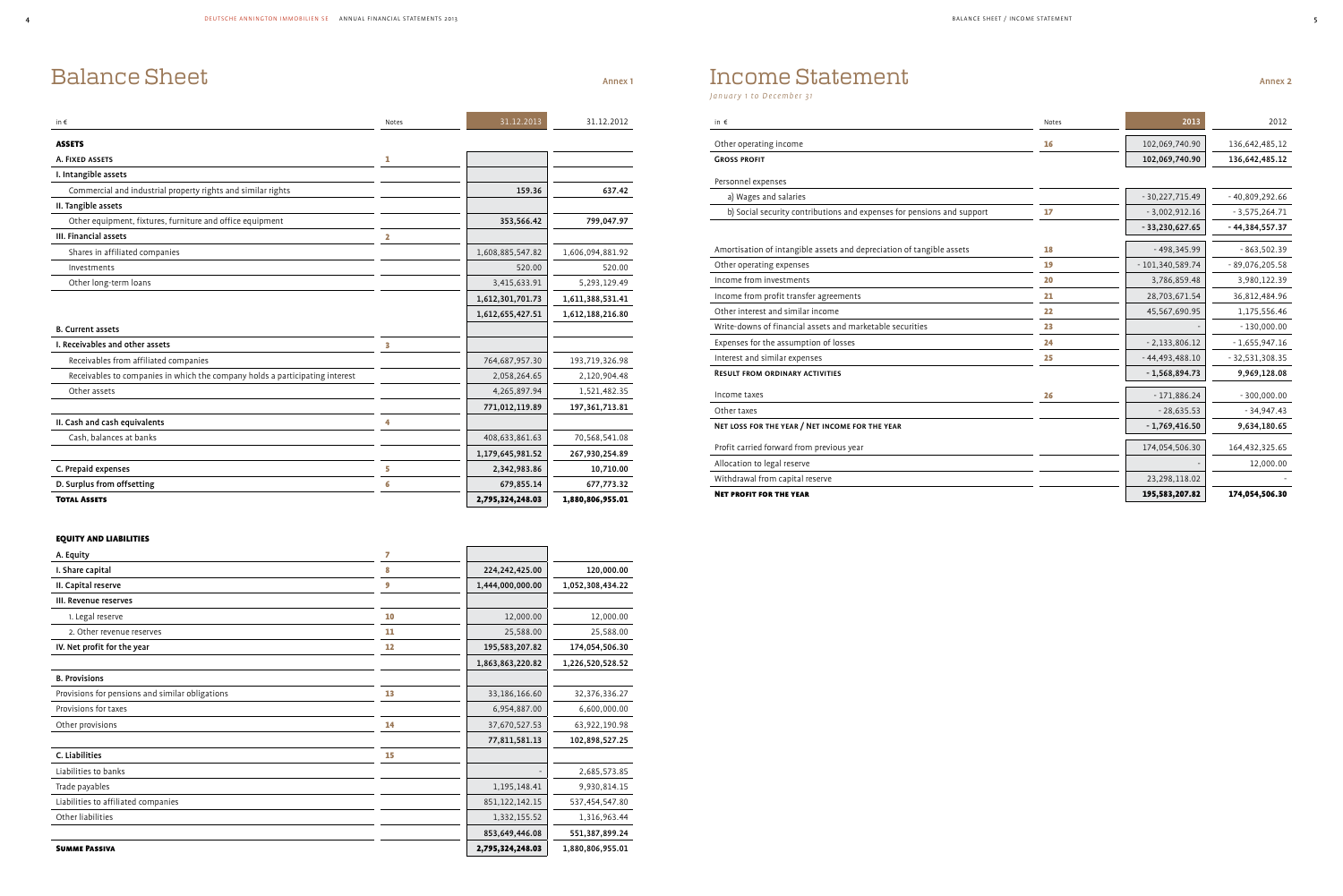# Balance Sheet

Annex 1

| in € | Notes | 31.12.2013 | 31.12.2012 |
|---|---|---|---|
| **ASSETS** | | | |
| **A. FIXED ASSETS** | 1 | | |
| **I. Intangible assets** | | | |
| Commercial and industrial property rights and similar rights | | **159.36** | **637.42** |
| **II. Tangible assets** | | | |
| Other equipment, fixtures, furniture and office equipment | | **353,566.42** | **799,047.97** |
| **III. Financial assets** | 2 | | |
| Shares in affiliated companies | | 1,608,885,547.82 | 1,606,094,881.92 |
| Investments | | 520.00 | 520.00 |
| Other long-term loans | | 3,415,633.91 | 5,293,129.49 |
| | | **1,612,301,701.73** | **1,611,388,531.41** |
| | | **1,612,655,427.51** | **1,612,188,216.80** |
| **B. Current assets** | | | |
| **I. Receivables and other assets** | 3 | | |
| Receivables from affiliated companies | | 764,687,957.30 | 193,719,326.98 |
| Receivables to companies in which the company holds a participating interest | | 2,058,264.65 | 2,120,904.48 |
| Other assets | | 4,265,897.94 | 1,521,482.35 |
| | | **771,012,119.89** | **197,361,713.81** |
| **II. Cash and cash equivalents** | 4 | | |
| Cash, balances at banks | | 408,633,861.63 | 70,568,541.08 |
| | | **1,179,645,981.52** | **267,930,254.89** |
| **C. Prepaid expenses** | 5 | **2,342,983.86** | **10,710.00** |
| **D. Surplus from offsetting** | 6 | **679,855.14** | **677,773.32** |
| **TOTAL ASSETS** | | **2,795,324,248.03** | **1,880,806,955.01** |

**EQUITY AND LIABILITIES**

| in € | Notes | 31.12.2013 | 31.12.2012 |
|---|---|---|---|
| **A. Equity** | 7 | | |
| **I. Share capital** | 8 | **224,242,425.00** | **120,000.00** |
| **II. Capital reserve** | 9 | **1,444,000,000.00** | **1,052,308,434.22** |
| **III. Revenue reserves** | | | |
| 1. Legal reserve | 10 | 12,000.00 | 12,000.00 |
| 2. Other revenue reserves | 11 | 25,588.00 | 25,588.00 |
| **IV. Net profit for the year** | 12 | **195,583,207.82** | **174,054,506.30** |
| | | **1,863,863,220.82** | **1,226,520,528.52** |
| **B. Provisions** | | | |
| Provisions for pensions and similar obligations | 13 | 33,186,166.60 | 32,376,336.27 |
| Provisions for taxes | | 6,954,887.00 | 6,600,000.00 |
| Other provisions | 14 | 37,670,527.53 | 63,922,190.98 |
| | | **77,811,581.13** | **102,898,527.25** |
| **C. Liabilities** | 15 | | |
| Liabilities to banks | | - | 2,685,573.85 |
| Trade payables | | 1,195,148.41 | 9,930,814.15 |
| Liabilities to affiliated companies | | 851,122,142.15 | 537,454,547.80 |
| Other liabilities | | 1,332,155.52 | 1,316,963.44 |
| | | **853,649,446.08** | **551,387,899.24** |
| **SUMME PASSIVA** | | **2,795,324,248.03** | **1,880,806,955.01** |

# Income Statement

*January 1 to December 31*

Annex 2

| in € | Notes | 2013 | 2012 |
|---|---|---|---|
| Other operating income | 16 | 102,069,740.90 | 136,642,485.12 |
| **GROSS PROFIT** | | **102,069,740.90** | **136,642,485.12** |
| Personnel expenses | | | |
| a) Wages and salaries | | -30,227,715.49 | -40,809,292.66 |
| b) Social security contributions and expenses for pensions and support | 17 | -3,002,912.16 | -3,575,264.71 |
| | | **-33,230,627.65** | **-44,384,557.37** |
| Amortisation of intangible assets and depreciation of tangible assets | 18 | -498,345.99 | -863,502.39 |
| Other operating expenses | 19 | -101,340,589.74 | -89,076,205.58 |
| Income from investments | 20 | 3,786,859.48 | 3,980,122.39 |
| Income from profit transfer agreements | 21 | 28,703,671.54 | 36,812,484.96 |
| Other interest and similar income | 22 | 45,567,690.95 | 1,175,556.46 |
| Write-downs of financial assets and marketable securities | 23 | - | -130,000.00 |
| Expenses for the assumption of losses | 24 | -2,133,806.12 | -1,655,947.16 |
| Interest and similar expenses | 25 | -44,493,488.10 | -32,531,308.35 |
| **RESULT FROM ORDINARY ACTIVITIES** | | **-1,568,894.73** | **9,969,128.08** |
| Income taxes | 26 | -171,886.24 | -300,000.00 |
| Other taxes | | -28,635.53 | -34,947.43 |
| **NET LOSS FOR THE YEAR / NET INCOME FOR THE YEAR** | | **-1,769,416.50** | **9,634,180.65** |
| Profit carried forward from previous year | | 174,054,506.30 | 164,432,325.65 |
| Allocation to legal reserve | | - | 12,000.00 |
| Withdrawal from capital reserve | | 23,298,118.02 | - |
| **NET PROFIT FOR THE YEAR** | | **195,583,207.82** | **174,054,506.30** |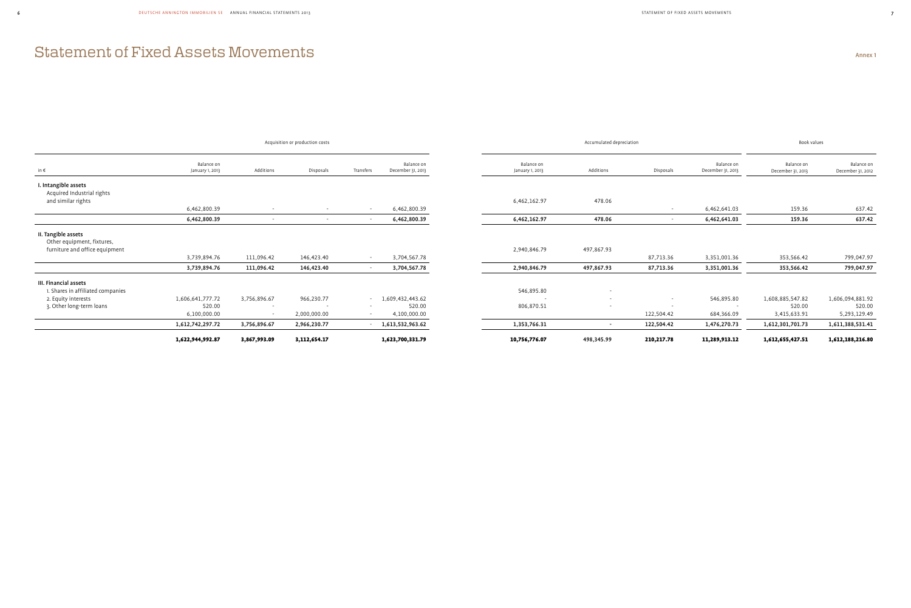# Statement of Fixed Assets Movements

Annex 1

| in € | Acquisition or production costs | | | | | Accumulated depreciation | | | | Book values | |
|---|---|---|---|---|---|---|---|---|---|---|---|
| | Balance on January 1, 2013 | Additions | Disposals | Transfers | Balance on December 31, 2013 | Balance on January 1, 2013 | Additions | Disposals | Balance on December 31, 2013 | Balance on December 31, 2013 | Balance on December 31, 2012 |
| **I. Intangible assets** | | | | | | | | | | | |
| Acquired Industrial rights and similar rights | 6,462,800.39 | - | - | - | 6,462,800.39 | 6,462,162.97 | 478.06 | - | 6,462,641.03 | 159.36 | 637.42 |
| | **6,462,800.39** | - | - | - | **6,462,800.39** | **6,462,162.97** | **478.06** | - | **6,462,641.03** | **159.36** | **637.42** |
| **II. Tangible assets** | | | | | | | | | | | |
| Other equipment, fixtures, furniture and office equipment | 3,739,894.76 | 111,096.42 | 146,423.40 | - | 3,704,567.78 | 2,940,846.79 | 497,867.93 | 87,713.36 | 3,351,001.36 | 353,566.42 | 799,047.97 |
| | **3,739,894.76** | **111,096.42** | **146,423.40** | - | **3,704,567.78** | **2,940,846.79** | **497,867.93** | **87,713.36** | **3,351,001.36** | **353,566.42** | **799,047.97** |
| **III. Financial assets** | | | | | | | | | | | |
| 1. Shares in affiliated companies | | | | | | 546,895.80 | - | | | | |
| 2. Equity interests | 1,606,641,777.72 | 3,756,896.67 | 966,230.77 | - | 1,609,432,443.62 | - | - | - | 546,895.80 | 1,608,885,547.82 | 1,606,094,881.92 |
| 3. Other long-term loans | 520.00 | - | - | - | 520.00 | 806,870.51 | - | - | - | 520.00 | 520.00 |
| | 6,100,000.00 | - | 2,000,000.00 | - | 4,100,000.00 | | | 122,504.42 | 684,366.09 | 3,415,633.91 | 5,293,129.49 |
| | **1,612,742,297.72** | **3,756,896.67** | **2,966,230.77** | - | **1,613,532,963.62** | **1,353,766.31** | **-** | **122,504.42** | **1,476,270.73** | **1,612,301,701.73** | **1,611,388,531.41** |
| | **1,622,944,992.87** | **3,867,993.09** | **3,112,654.17** | | **1,623,700,331.79** | **10,756,776.07** | 498,345.99 | **210,217.78** | **11,289,913.12** | **1,612,655,427.51** | **1,612,188,216.80** |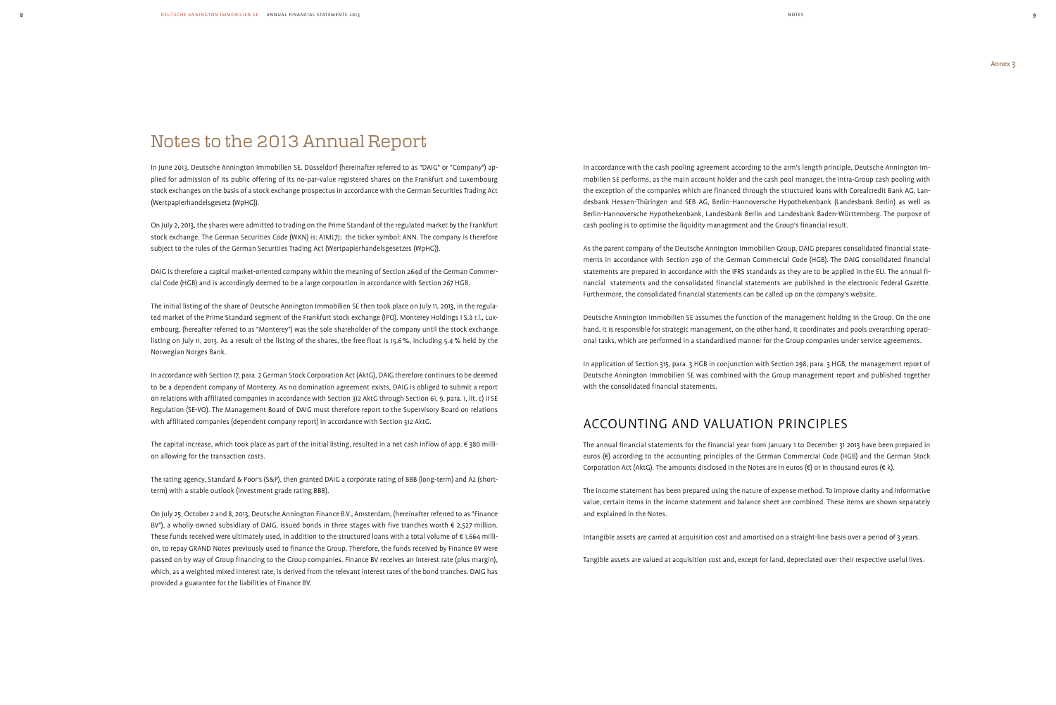Annex 3

# Notes to the 2013 Annual Report

In June 2013, Deutsche Annington Immobilien SE, Düsseldorf (hereinafter referred to as "DAIG" or "Company") applied for admission of its public offering of its no-par-value registered shares on the Frankfurt and Luxembourg stock exchanges on the basis of a stock exchange prospectus in accordance with the German Securities Trading Act (Wertpapierhandelsgesetz (WpHG)).

On July 2, 2013, the shares were admitted to trading on the Prime Standard of the regulated market by the Frankfurt stock exchange. The German Securities Code (WKN) is: A1ML7J; the ticker symbol: ANN. The company is therefore subject to the rules of the German Securities Trading Act (Wertpapierhandelsgesetzes (WpHG)).

DAIG is therefore a capital market-oriented company within the meaning of Section 264d of the German Commercial Code (HGB) and is accordingly deemed to be a large corporation in accordance with Section 267 HGB.

The initial listing of the share of Deutsche Annington Immobilien SE then took place on July 11, 2013, in the regulated market of the Prime Standard segment of the Frankfurt stock exchange (IPO). Monterey Holdings I S.à r.l., Luxembourg, (hereafter referred to as "Monterey") was the sole shareholder of the company until the stock exchange listing on July 11, 2013. As a result of the listing of the shares, the free float is 15.6 %, including 5.4 % held by the Norwegian Norges Bank.

In accordance with Section 17, para. 2 German Stock Corporation Act (AktG), DAIG therefore continues to be deemed to be a dependent company of Monterey. As no domination agreement exists, DAIG is obliged to submit a report on relations with affiliated companies in accordance with Section 312 AktG through Section 61, 9, para. 1, lit. c) ii SE Regulation (SE-VO). The Management Board of DAIG must therefore report to the Supervisory Board on relations with affiliated companies (dependent company report) in accordance with Section 312 AktG.

The capital increase, which took place as part of the initial listing, resulted in a net cash inflow of app. € 380 million allowing for the transaction costs.

The rating agency, Standard & Poor's (S&P), then granted DAIG a corporate rating of BBB (long-term) and A2 (short-term) with a stable outlook (investment grade rating BBB).

On July 25, October 2 and 8, 2013, Deutsche Annington Finance B.V., Amsterdam, (hereinafter referred to as "Finance BV"), a wholly-owned subsidiary of DAIG, issued bonds in three stages with five tranches worth € 2,527 million. These funds received were ultimately used, in addition to the structured loans with a total volume of € 1,664 million, to repay GRAND Notes previously used to finance the Group. Therefore, the funds received by Finance BV were passed on by way of Group financing to the Group companies. Finance BV receives an interest rate (plus margin), which, as a weighted mixed interest rate, is derived from the relevant interest rates of the bond tranches. DAIG has provided a guarantee for the liabilities of Finance BV.

In accordance with the cash pooling agreement according to the arm's length principle, Deutsche Annington Immobilien SE performs, as the main account holder and the cash pool manager, the intra-Group cash pooling with the exception of the companies which are financed through the structured loans with Corealcredit Bank AG, Landesbank Hessen-Thüringen and SEB AG, Berlin-Hannoversche Hypothekenbank (Landesbank Berlin) as well as Berlin-Hannoversche Hypothekenbank, Landesbank Berlin and Landesbank Baden-Württemberg. The purpose of cash pooling is to optimise the liquidity management and the Group's financial result.

As the parent company of the Deutsche Annington Immobilien Group, DAIG prepares consolidated financial statements in accordance with Section 290 of the German Commercial Code (HGB). The DAIG consolidated financial statements are prepared in accordance with the IFRS standards as they are to be applied in the EU. The annual financial statements and the consolidated financial statements are published in the electronic Federal Gazette. Furthermore, the consolidated financial statements can be called up on the company's website.

Deutsche Annington Immobilien SE assumes the function of the management holding in the Group. On the one hand, it is responsible for strategic management, on the other hand, it coordinates and pools overarching operational tasks, which are performed in a standardised manner for the Group companies under service agreements.

In application of Section 315, para. 3 HGB in conjunction with Section 298, para. 3 HGB, the management report of Deutsche Annington Immobilien SE was combined with the Group management report and published together with the consolidated financial statements.

## ACCOUNTING AND VALUATION PRINCIPLES

The annual financial statements for the financial year from January 1 to December 31 2013 have been prepared in euros (€) according to the accounting principles of the German Commercial Code (HGB) and the German Stock Corporation Act (AktG). The amounts disclosed in the Notes are in euros (€) or in thousand euros (€ k).

The income statement has been prepared using the nature of expense method. To improve clarity and informative value, certain items in the income statement and balance sheet are combined. These items are shown separately and explained in the Notes.

Intangible assets are carried at acquisition cost and amortised on a straight-line basis over a period of 3 years.

Tangible assets are valued at acquisition cost and, except for land, depreciated over their respective useful lives.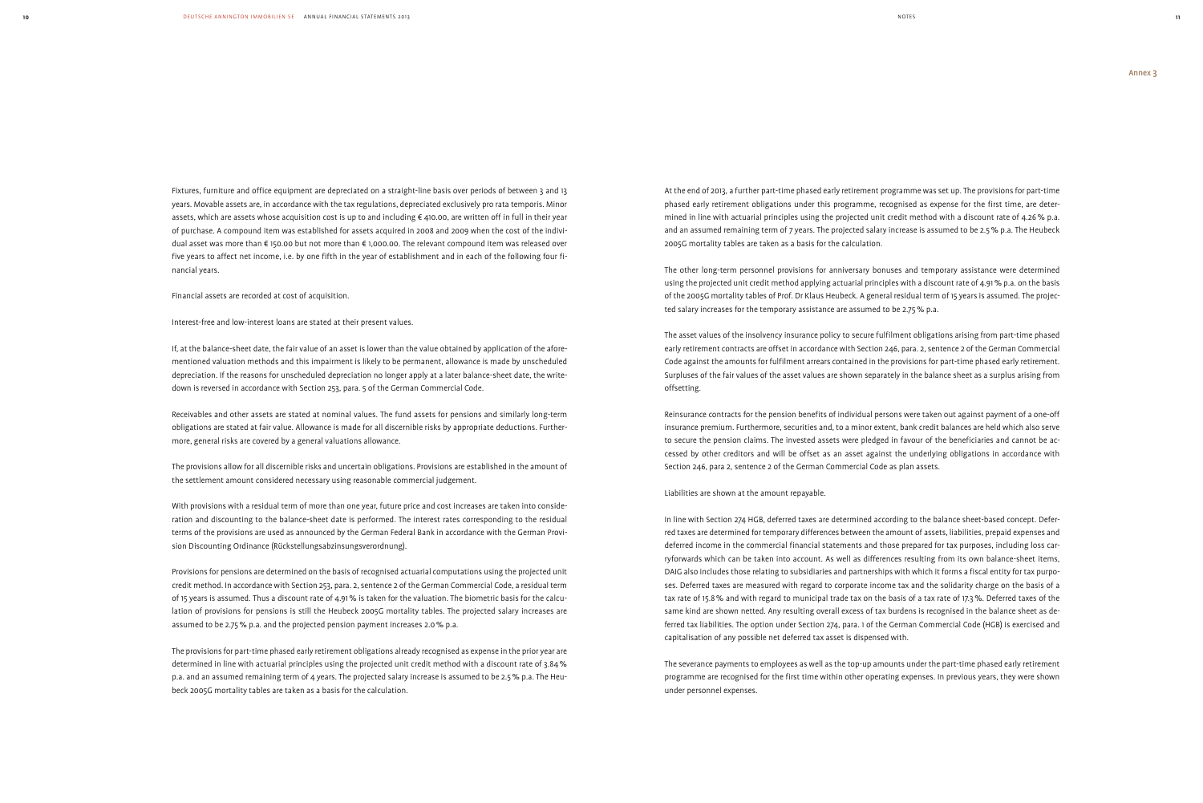Fixtures, furniture and office equipment are depreciated on a straight-line basis over periods of between 3 and 13 years. Movable assets are, in accordance with the tax regulations, depreciated exclusively pro rata temporis. Minor assets, which are assets whose acquisition cost is up to and including € 410.00, are written off in full in their year of purchase. A compound item was established for assets acquired in 2008 and 2009 when the cost of the individual asset was more than € 150.00 but not more than € 1,000.00. The relevant compound item was released over five years to affect net income, i.e. by one fifth in the year of establishment and in each of the following four financial years.

Financial assets are recorded at cost of acquisition.

Interest-free and low-interest loans are stated at their present values.

If, at the balance-sheet date, the fair value of an asset is lower than the value obtained by application of the aforementioned valuation methods and this impairment is likely to be permanent, allowance is made by unscheduled depreciation. If the reasons for unscheduled depreciation no longer apply at a later balance-sheet date, the write-down is reversed in accordance with Section 253, para. 5 of the German Commercial Code.

Receivables and other assets are stated at nominal values. The fund assets for pensions and similarly long-term obligations are stated at fair value. Allowance is made for all discernible risks by appropriate deductions. Furthermore, general risks are covered by a general valuations allowance.

The provisions allow for all discernible risks and uncertain obligations. Provisions are established in the amount of the settlement amount considered necessary using reasonable commercial judgement.

With provisions with a residual term of more than one year, future price and cost increases are taken into consideration and discounting to the balance-sheet date is performed. The interest rates corresponding to the residual terms of the provisions are used as announced by the German Federal Bank in accordance with the German Provision Discounting Ordinance (Rückstellungsabzinsungsverordnung).

Provisions for pensions are determined on the basis of recognised actuarial computations using the projected unit credit method. In accordance with Section 253, para. 2, sentence 2 of the German Commercial Code, a residual term of 15 years is assumed. Thus a discount rate of 4.91 % is taken for the valuation. The biometric basis for the calculation of provisions for pensions is still the Heubeck 2005G mortality tables. The projected salary increases are assumed to be 2.75 % p.a. and the projected pension payment increases 2.0 % p.a.

The provisions for part-time phased early retirement obligations already recognised as expense in the prior year are determined in line with actuarial principles using the projected unit credit method with a discount rate of 3.84 % p.a. and an assumed remaining term of 4 years. The projected salary increase is assumed to be 2.5 % p.a. The Heubeck 2005G mortality tables are taken as a basis for the calculation.

At the end of 2013, a further part-time phased early retirement programme was set up. The provisions for part-time phased early retirement obligations under this programme, recognised as expense for the first time, are determined in line with actuarial principles using the projected unit credit method with a discount rate of 4.26 % p.a. and an assumed remaining term of 7 years. The projected salary increase is assumed to be 2.5 % p.a. The Heubeck 2005G mortality tables are taken as a basis for the calculation.

The other long-term personnel provisions for anniversary bonuses and temporary assistance were determined using the projected unit credit method applying actuarial principles with a discount rate of 4.91 % p.a. on the basis of the 2005G mortality tables of Prof. Dr Klaus Heubeck. A general residual term of 15 years is assumed. The projected salary increases for the temporary assistance are assumed to be 2.75 % p.a.

The asset values of the insolvency insurance policy to secure fulfilment obligations arising from part-time phased early retirement contracts are offset in accordance with Section 246, para. 2, sentence 2 of the German Commercial Code against the amounts for fulfilment arrears contained in the provisions for part-time phased early retirement. Surpluses of the fair values of the asset values are shown separately in the balance sheet as a surplus arising from offsetting.

Reinsurance contracts for the pension benefits of individual persons were taken out against payment of a one-off insurance premium. Furthermore, securities and, to a minor extent, bank credit balances are held which also serve to secure the pension claims. The invested assets were pledged in favour of the beneficiaries and cannot be accessed by other creditors and will be offset as an asset against the underlying obligations in accordance with Section 246, para 2, sentence 2 of the German Commercial Code as plan assets.

Liabilities are shown at the amount repayable.

In line with Section 274 HGB, deferred taxes are determined according to the balance sheet-based concept. Deferred taxes are determined for temporary differences between the amount of assets, liabilities, prepaid expenses and deferred income in the commercial financial statements and those prepared for tax purposes, including loss carryforwards which can be taken into account. As well as differences resulting from its own balance-sheet items, DAIG also includes those relating to subsidiaries and partnerships with which it forms a fiscal entity for tax purposes. Deferred taxes are measured with regard to corporate income tax and the solidarity charge on the basis of a tax rate of 15.8 % and with regard to municipal trade tax on the basis of a tax rate of 17.3 %. Deferred taxes of the same kind are shown netted. Any resulting overall excess of tax burdens is recognised in the balance sheet as deferred tax liabilities. The option under Section 274, para. 1 of the German Commercial Code (HGB) is exercised and capitalisation of any possible net deferred tax asset is dispensed with.

The severance payments to employees as well as the top-up amounts under the part-time phased early retirement programme are recognised for the first time within other operating expenses. In previous years, they were shown under personnel expenses.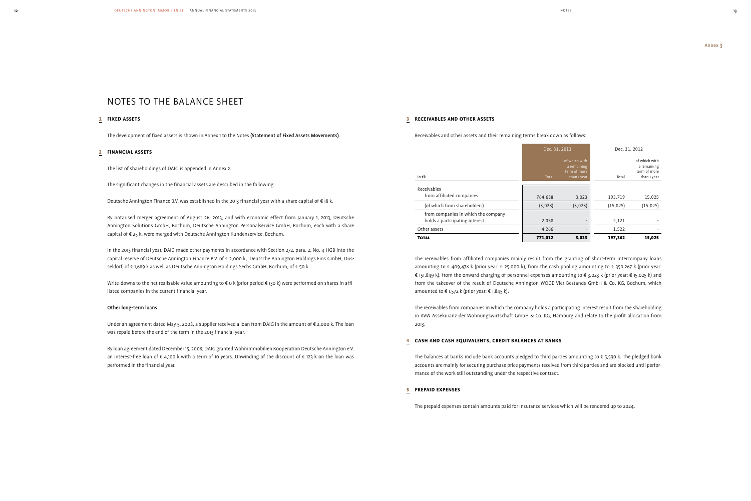Annex 3

# NOTES TO THE BALANCE SHEET

## 1 FIXED ASSETS

The development of fixed assets is shown in Annex 1 to the Notes **(Statement of Fixed Assets Movements)**.

## 2 FINANCIAL ASSETS

The list of shareholdings of DAIG is appended in Annex 2.

The significant changes in the financial assets are described in the following:

Deutsche Annington Finance B.V. was established in the 2013 financial year with a share capital of € 18 k.

By notarised merger agreement of August 26, 2013, and with economic effect from January 1, 2013, Deutsche Annington Solutions GmbH, Bochum, Deutsche Annington Personalservice GmbH, Bochum, each with a share capital of € 25 k, were merged with Deutsche Annington Kundenservice, Bochum.

In the 2013 financial year, DAIG made other payments in accordance with Section 272, para. 2, No. 4 HGB into the capital reserve of Deutsche Annington Finance B.V. of € 2,000 k, Deutsche Annington Holdings Eins GmbH, Düsseldorf, of € 1,689 k as well as Deutsche Annington Holdings Sechs GmbH, Bochum, of € 50 k.

Write-downs to the net realisable value amounting to € 0 k (prior period € 130 k) were performed on shares in affiliated companies in the current financial year.

**Other long-term loans**

Under an agreement dated May 5, 2008, a supplier received a loan from DAIG in the amount of € 2,000 k. The loan was repaid before the end of the term in the 2013 financial year.

By loan agreement dated December 15, 2008, DAIG granted Wohnimmobilien Kooperation Deutsche Annington e.V. an interest-free loan of € 4,100 k with a term of 10 years. Unwinding of the discount of € 123 k on the loan was performed in the financial year.

## 3 RECEIVABLES AND OTHER ASSETS

Receivables and other assets and their remaining terms break down as follows:

| in €k | Dec. 31, 2013 Total | Dec. 31, 2013 of which with a remaining term of more than 1 year | Dec. 31, 2012 Total | Dec. 31, 2012 of which with a remaining term of more than 1 year |
|---|---|---|---|---|
| Receivables from affiliated companies | 764,688 | 3,023 | 193,719 | 15,025 |
| (of which from shareholders) | (3,023) | (3,023) | (15,025) | (15,025) |
| from companies in which the company holds a participating interest | 2,058 | - | 2,121 | - |
| Other assets | 4,266 | - | 1,522 | - |
| **TOTAL** | **771,012** | **3,023** | **197,362** | **15,025** |

The receivables from affiliated companies mainly result from the granting of short-term intercompany loans amounting to € 409,478 k (prior year: € 25,000 k), from the cash pooling amounting to € 350,267 k (prior year: € 151,849 k), from the onward-charging of personnel expenses amounting to € 3,023 k (prior year: € 15,025 k) and from the takeover of the result of Deutsche Annington WOGE Vier Bestands GmbH & Co. KG, Bochum, which amounted to € 1,572 k (prior year: € 1,845 k).

The receivables from companies in which the company holds a participating interest result from the shareholding in AVW Assekuranz der Wohnungswirtschaft GmbH & Co. KG, Hamburg and relate to the profit allocation from 2013.

## 4 CASH AND CASH EQUIVALENTS, CREDIT BALANCES AT BANKS

The balances at banks include bank accounts pledged to third parties amounting to € 5,590 k. The pledged bank accounts are mainly for securing purchase price payments received from third parties and are blocked until performance of the work still outstanding under the respective contract.

## 5 PREPAID EXPENSES

The prepaid expenses contain amounts paid for insurance services which will be rendered up to 2024.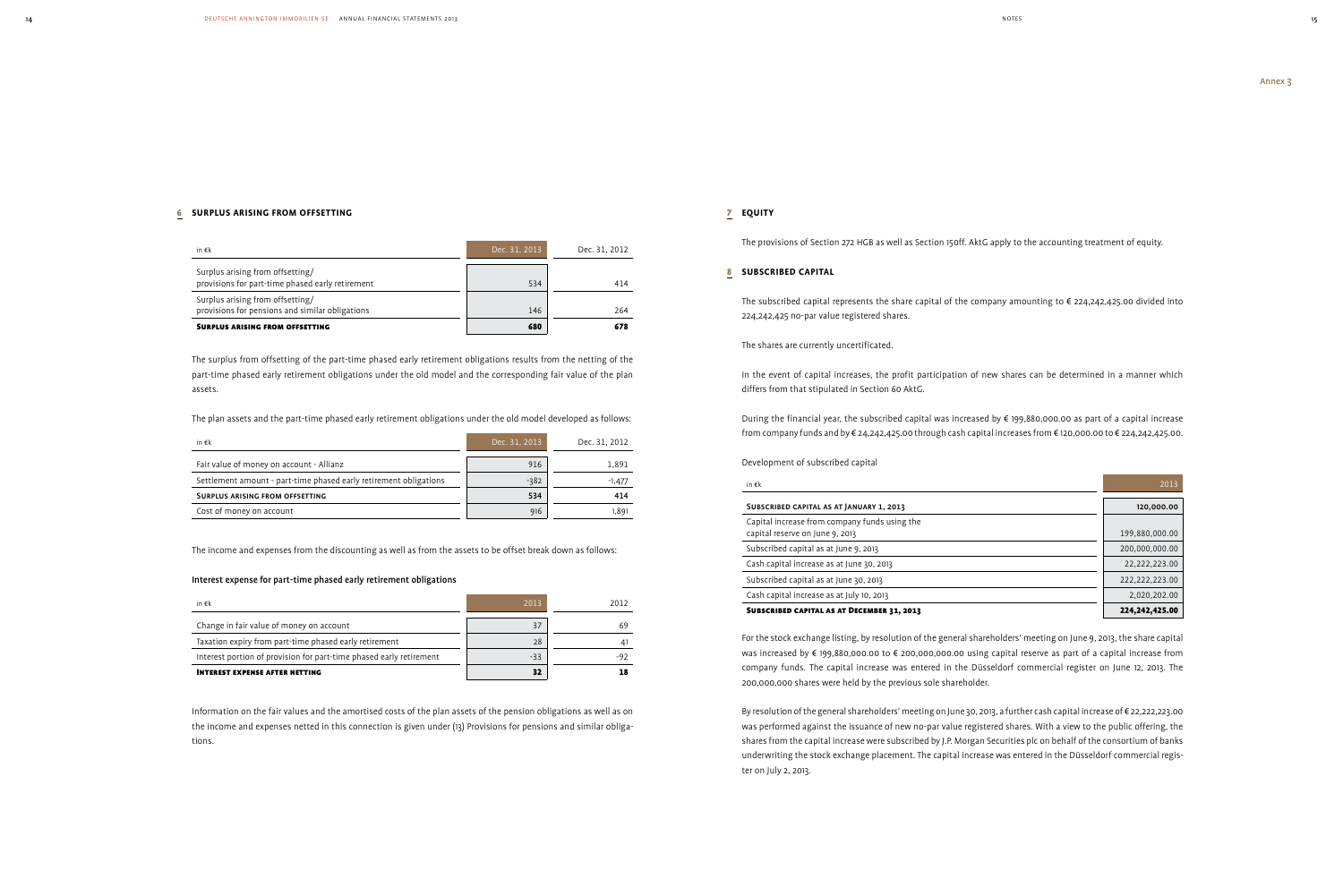## 6 SURPLUS ARISING FROM OFFSETTING

| in €k | Dec. 31, 2013 | Dec. 31, 2012 |
|---|---|---|
| Surplus arising from offsetting/ provisions for part-time phased early retirement | 534 | 414 |
| Surplus arising from offsetting/ provisions for pensions and similar obligations | 146 | 264 |
| **SURPLUS ARISING FROM OFFSETTING** | **680** | **678** |

The surplus from offsetting of the part-time phased early retirement obligations results from the netting of the part-time phased early retirement obligations under the old model and the corresponding fair value of the plan assets.

The plan assets and the part-time phased early retirement obligations under the old model developed as follows:

| in €k | Dec. 31, 2013 | Dec. 31, 2012 |
|---|---|---|
| Fair value of money on account - Allianz | 916 | 1,891 |
| Settlement amount - part-time phased early retirement obligations | -382 | -1,477 |
| **SURPLUS ARISING FROM OFFSETTING** | **534** | **414** |
| Cost of money on account | 916 | 1,891 |

The income and expenses from the discounting as well as from the assets to be offset break down as follows:

**Interest expense for part-time phased early retirement obligations**

| in €k | 2013 | 2012 |
|---|---|---|
| Change in fair value of money on account | 37 | 69 |
| Taxation expiry from part-time phased early retirement | 28 | 41 |
| Interest portion of provision for part-time phased early retirement | -33 | -92 |
| **INTEREST EXPENSE AFTER NETTING** | **32** | **18** |

Information on the fair values and the amortised costs of the plan assets of the pension obligations as well as on the income and expenses netted in this connection is given under (13) Provisions for pensions and similar obligations.

## 7 EQUITY

The provisions of Section 272 HGB as well as Section 150ff. AktG apply to the accounting treatment of equity.

## 8 SUBSCRIBED CAPITAL

The subscribed capital represents the share capital of the company amounting to € 224,242,425.00 divided into 224,242,425 no-par value registered shares.

The shares are currently uncertificated.

In the event of capital increases, the profit participation of new shares can be determined in a manner which differs from that stipulated in Section 60 AktG.

During the financial year, the subscribed capital was increased by € 199,880,000.00 as part of a capital increase from company funds and by € 24,242,425.00 through cash capital increases from € 120,000.00 to € 224,242,425.00.

Development of subscribed capital

| in €k | 2013 |
|---|---|
| **SUBSCRIBED CAPITAL AS AT JANUARY 1, 2013** | **120,000.00** |
| Capital increase from company funds using the capital reserve on June 9, 2013 | 199,880,000.00 |
| Subscribed capital as at June 9, 2013 | 200,000,000.00 |
| Cash capital increase as at June 30, 2013 | 22,222,223.00 |
| Subscribed capital as at June 30, 2013 | 222,222,223.00 |
| Cash capital increase as at July 10, 2013 | 2,020,202.00 |
| **SUBSCRIBED CAPITAL AS AT DECEMBER 31, 2013** | **224,242,425.00** |

For the stock exchange listing, by resolution of the general shareholders' meeting on June 9, 2013, the share capital was increased by € 199,880,000.00 to € 200,000,000.00 using capital reserve as part of a capital increase from company funds. The capital increase was entered in the Düsseldorf commercial register on June 12, 2013. The 200,000,000 shares were held by the previous sole shareholder.

By resolution of the general shareholders' meeting on June 30, 2013, a further cash capital increase of € 22,222,223.00 was performed against the issuance of new no-par value registered shares. With a view to the public offering, the shares from the capital increase were subscribed by J.P. Morgan Securities plc on behalf of the consortium of banks underwriting the stock exchange placement. The capital increase was entered in the Düsseldorf commercial register on July 2, 2013.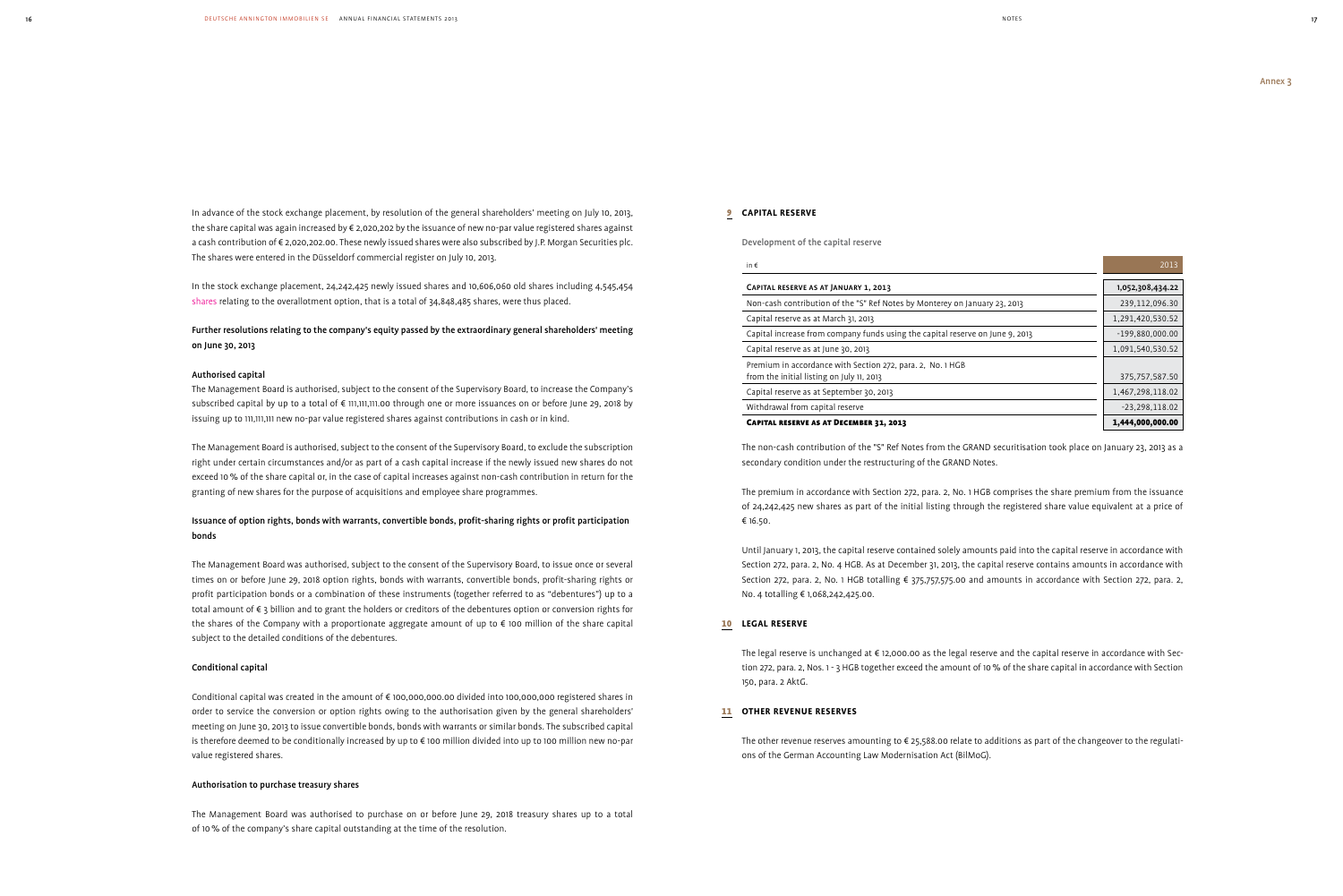In advance of the stock exchange placement, by resolution of the general shareholders' meeting on July 10, 2013, the share capital was again increased by € 2,020,202 by the issuance of new no-par value registered shares against a cash contribution of € 2,020,202.00. These newly issued shares were also subscribed by J.P. Morgan Securities plc. The shares were entered in the Düsseldorf commercial register on July 10, 2013.

In the stock exchange placement, 24,242,425 newly issued shares and 10,606,060 old shares including 4,545,454 shares relating to the overallotment option, that is a total of 34,848,485 shares, were thus placed.

### Further resolutions relating to the company's equity passed by the extraordinary general shareholders' meeting on June 30, 2013

#### Authorised capital

The Management Board is authorised, subject to the consent of the Supervisory Board, to increase the Company's subscribed capital by up to a total of € 111,111,111.00 through one or more issuances on or before June 29, 2018 by issuing up to 111,111,111 new no-par value registered shares against contributions in cash or in kind.

The Management Board is authorised, subject to the consent of the Supervisory Board, to exclude the subscription right under certain circumstances and/or as part of a cash capital increase if the newly issued new shares do not exceed 10 % of the share capital or, in the case of capital increases against non-cash contribution in return for the granting of new shares for the purpose of acquisitions and employee share programmes.

### Issuance of option rights, bonds with warrants, convertible bonds, profit-sharing rights or profit participation bonds

The Management Board was authorised, subject to the consent of the Supervisory Board, to issue once or several times on or before June 29, 2018 option rights, bonds with warrants, convertible bonds, profit-sharing rights or profit participation bonds or a combination of these instruments (together referred to as "debentures") up to a total amount of € 3 billion and to grant the holders or creditors of the debentures option or conversion rights for the shares of the Company with a proportionate aggregate amount of up to € 100 million of the share capital subject to the detailed conditions of the debentures.

#### Conditional capital

Conditional capital was created in the amount of € 100,000,000.00 divided into 100,000,000 registered shares in order to service the conversion or option rights owing to the authorisation given by the general shareholders' meeting on June 30, 2013 to issue convertible bonds, bonds with warrants or similar bonds. The subscribed capital is therefore deemed to be conditionally increased by up to € 100 million divided into up to 100 million new no-par value registered shares.

#### Authorisation to purchase treasury shares

The Management Board was authorised to purchase on or before June 29, 2018 treasury shares up to a total of 10 % of the company's share capital outstanding at the time of the resolution.

## 9 Capital reserve

Development of the capital reserve

| in € | 2013 |
|---|---|
| **Capital reserve as at January 1, 2013** | **1,052,308,434.22** |
| Non-cash contribution of the "S" Ref Notes by Monterey on January 23, 2013 | 239,112,096.30 |
| Capital reserve as at March 31, 2013 | 1,291,420,530.52 |
| Capital increase from company funds using the capital reserve on June 9, 2013 | -199,880,000.00 |
| Capital reserve as at June 30, 2013 | 1,091,540,530.52 |
| Premium in accordance with Section 272, para. 2, No. 1 HGB from the initial listing on July 11, 2013 | 375,757,587.50 |
| Capital reserve as at September 30, 2013 | 1,467,298,118.02 |
| Withdrawal from capital reserve | -23,298,118.02 |
| **Capital reserve as at December 31, 2013** | **1,444,000,000.00** |

The non-cash contribution of the "S" Ref Notes from the GRAND securitisation took place on January 23, 2013 as a secondary condition under the restructuring of the GRAND Notes.

The premium in accordance with Section 272, para. 2, No. 1 HGB comprises the share premium from the issuance of 24,242,425 new shares as part of the initial listing through the registered share value equivalent at a price of € 16.50.

Until January 1, 2013, the capital reserve contained solely amounts paid into the capital reserve in accordance with Section 272, para. 2, No. 4 HGB. As at December 31, 2013, the capital reserve contains amounts in accordance with Section 272, para. 2, No. 1 HGB totalling € 375,757,575.00 and amounts in accordance with Section 272, para. 2, No. 4 totalling € 1,068,242,425.00.

## 10 Legal reserve

The legal reserve is unchanged at € 12,000.00 as the legal reserve and the capital reserve in accordance with Section 272, para. 2, Nos. 1 - 3 HGB together exceed the amount of 10 % of the share capital in accordance with Section 150, para. 2 AktG.

## 11 Other revenue reserves

The other revenue reserves amounting to € 25,588.00 relate to additions as part of the changeover to the regulations of the German Accounting Law Modernisation Act (BilMoG).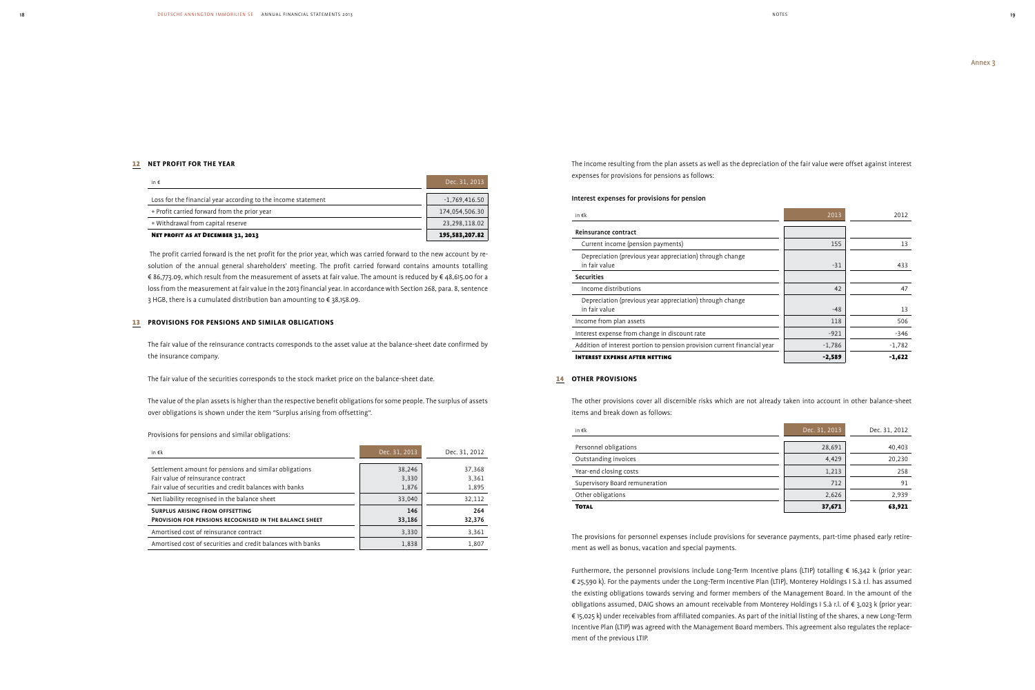## 12 NET PROFIT FOR THE YEAR

| in € | Dec. 31, 2013 |
|---|---|
| Loss for the financial year according to the income statement | -1,769,416.50 |
| + Profit carried forward from the prior year | 174,054,506.30 |
| + Withdrawal from capital reserve | 23,298,118.02 |
| **Net profit as at December 31, 2013** | **195,583,207.82** |

The profit carried forward is the net profit for the prior year, which was carried forward to the new account by resolution of the annual general shareholders' meeting. The profit carried forward contains amounts totalling € 86,773.09, which result from the measurement of assets at fair value. The amount is reduced by € 48,615.00 for a loss from the measurement at fair value in the 2013 financial year. In accordance with Section 268, para. 8, sentence 3 HGB, there is a cumulated distribution ban amounting to € 38,158.09.

## 13 PROVISIONS FOR PENSIONS AND SIMILAR OBLIGATIONS

The fair value of the reinsurance contracts corresponds to the asset value at the balance-sheet date confirmed by the insurance company.

The fair value of the securities corresponds to the stock market price on the balance-sheet date.

The value of the plan assets is higher than the respective benefit obligations for some people. The surplus of assets over obligations is shown under the item "Surplus arising from offsetting".

Provisions for pensions and similar obligations:

| in €k | Dec. 31, 2013 | Dec. 31, 2012 |
|---|---|---|
| Settlement amount for pensions and similar obligations | 38,246 | 37,368 |
| Fair value of reinsurance contract | 3,330 | 3,361 |
| Fair value of securities and credit balances with banks | 1,876 | 1,895 |
| Net liability recognised in the balance sheet | 33,040 | 32,112 |
| **Surplus arising from offsetting** | **146** | **264** |
| **Provision for pensions recognised in the balance sheet** | **33,186** | **32,376** |
| Amortised cost of reinsurance contract | 3,330 | 3,361 |
| Amortised cost of securities and credit balances with banks | 1,838 | 1,807 |

The income resulting from the plan assets as well as the depreciation of the fair value were offset against interest expenses for provisions for pensions as follows:

**Interest expenses for provisions for pension**

| in €k | 2013 | 2012 |
|---|---|---|
| **Reinsurance contract** | | |
| Current income (pension payments) | 155 | 13 |
| Depreciation (previous year appreciation) through change in fair value | -31 | 433 |
| **Securities** | | |
| Income distributions | 42 | 47 |
| Depreciation (previous year appreciation) through change in fair value | -48 | 13 |
| Income from plan assets | 118 | 506 |
| Interest expense from change in discount rate | -921 | -346 |
| Addition of interest portion to pension provision current financial year | -1,786 | -1,782 |
| **Interest expense after netting** | **-2,589** | **-1,622** |

## 14 OTHER PROVISIONS

The other provisions cover all discernible risks which are not already taken into account in other balance-sheet items and break down as follows:

| in €k | Dec. 31, 2013 | Dec. 31, 2012 |
|---|---|---|
| Personnel obligations | 28,691 | 40,403 |
| Outstanding invoices | 4,429 | 20,230 |
| Year-end closing costs | 1,213 | 258 |
| Supervisory Board remuneration | 712 | 91 |
| Other obligations | 2,626 | 2,939 |
| **Total** | **37,671** | **63,921** |

The provisions for personnel expenses include provisions for severance payments, part-time phased early retirement as well as bonus, vacation and special payments.

Furthermore, the personnel provisions include Long-Term Incentive plans (LTIP) totalling € 16,342 k (prior year: € 25,590 k). For the payments under the Long-Term Incentive Plan (LTIP), Monterey Holdings I S.à r.l. has assumed the existing obligations towards serving and former members of the Management Board. In the amount of the obligations assumed, DAIG shows an amount receivable from Monterey Holdings I S.à r.l. of € 3,023 k (prior year: € 15,025 k) under receivables from affiliated companies. As part of the initial listing of the shares, a new Long-Term Incentive Plan (LTIP) was agreed with the Management Board members. This agreement also regulates the replacement of the previous LTIP.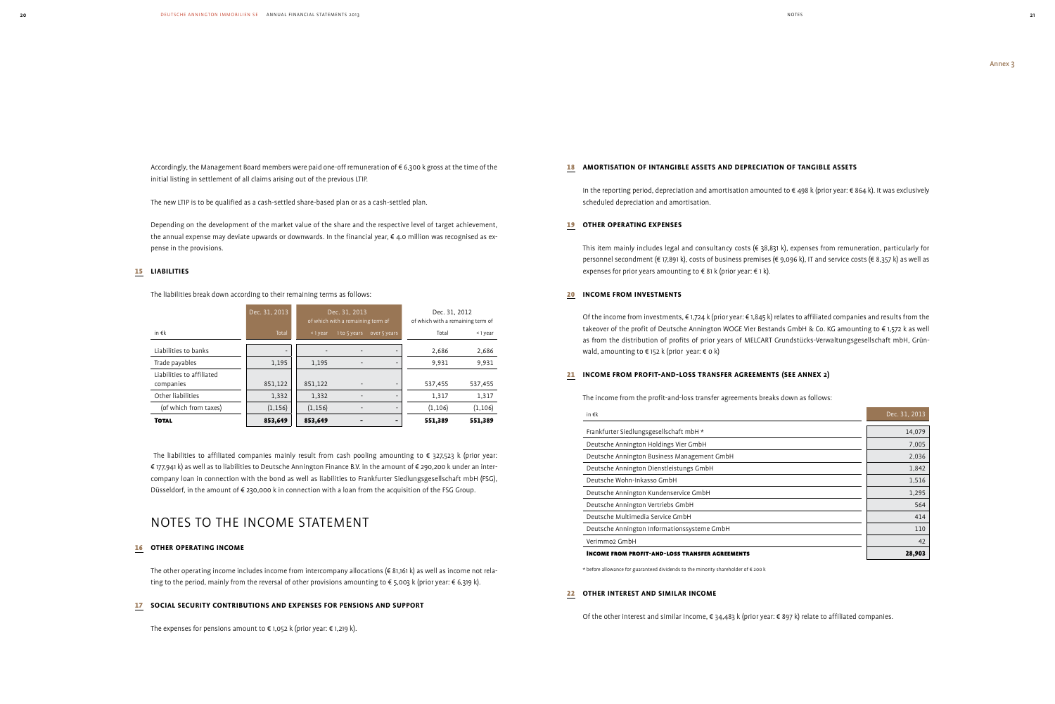Accordingly, the Management Board members were paid one-off remuneration of € 6,300 k gross at the time of the initial listing in settlement of all claims arising out of the previous LTIP.

The new LTIP is to be qualified as a cash-settled share-based plan or as a cash-settled plan.

Depending on the development of the market value of the share and the respective level of target achievement, the annual expense may deviate upwards or downwards. In the financial year, € 4.0 million was recognised as expense in the provisions.

## 15 LIABILITIES

The liabilities break down according to their remaining terms as follows:

| | Dec. 31, 2013 | Dec. 31, 2013 of which with a remaining term of | | | Dec. 31, 2012 of which with a remaining term of | |
|---|---|---|---|---|---|---|
| in €k | Total | < 1 year | 1 to 5 years | over 5 years | Total | < 1 year |
| Liabilities to banks | - | - | - | - | 2,686 | 2,686 |
| Trade payables | 1,195 | 1,195 | - | - | 9,931 | 9,931 |
| Liabilities to affiliated companies | 851,122 | 851,122 | - | - | 537,455 | 537,455 |
| Other liabilities | 1,332 | 1,332 | - | - | 1,317 | 1,317 |
| (of which from taxes) | (1,156) | (1,156) | - | - | (1,106) | (1,106) |
| **Total** | **853,649** | **853,649** | **-** | **-** | **551,389** | **551,389** |

The liabilities to affiliated companies mainly result from cash pooling amounting to € 327,523 k (prior year: € 177,941 k) as well as to liabilities to Deutsche Annington Finance B.V. in the amount of € 290,200 k under an intercompany loan in connection with the bond as well as liabilities to Frankfurter Siedlungsgesellschaft mbH (FSG), Düsseldorf, in the amount of € 230,000 k in connection with a loan from the acquisition of the FSG Group.

# NOTES TO THE INCOME STATEMENT

## 16 OTHER OPERATING INCOME

The other operating income includes income from intercompany allocations (€ 81,161 k) as well as income not relating to the period, mainly from the reversal of other provisions amounting to € 5,003 k (prior year: € 6,319 k).

## 17 SOCIAL SECURITY CONTRIBUTIONS AND EXPENSES FOR PENSIONS AND SUPPORT

The expenses for pensions amount to € 1,052 k (prior year: € 1,219 k).

## 18 AMORTISATION OF INTANGIBLE ASSETS AND DEPRECIATION OF TANGIBLE ASSETS

In the reporting period, depreciation and amortisation amounted to € 498 k (prior year: € 864 k). It was exclusively scheduled depreciation and amortisation.

## 19 OTHER OPERATING EXPENSES

This item mainly includes legal and consultancy costs (€ 38,831 k), expenses from remuneration, particularly for personnel secondment (€ 17,891 k), costs of business premises (€ 9,096 k), IT and service costs (€ 8,357 k) as well as expenses for prior years amounting to € 81 k (prior year: € 1 k).

## 20 INCOME FROM INVESTMENTS

Of the income from investments, € 1,724 k (prior year: € 1,845 k) relates to affiliated companies and results from the takeover of the profit of Deutsche Annington WOGE Vier Bestands GmbH & Co. KG amounting to € 1,572 k as well as from the distribution of profits of prior years of MELCART Grundstücks-Verwaltungsgesellschaft mbH, Grünwald, amounting to € 152 k (prior year: € 0 k)

## 21 INCOME FROM PROFIT-AND-LOSS TRANSFER AGREEMENTS (SEE ANNEX 2)

The income from the profit-and-loss transfer agreements breaks down as follows:

| in €k | Dec. 31, 2013 |
|---|---|
| Frankfurter Siedlungsgesellschaft mbH * | 14,079 |
| Deutsche Annington Holdings Vier GmbH | 7,005 |
| Deutsche Annington Business Management GmbH | 2,036 |
| Deutsche Annington Dienstleistungs GmbH | 1,842 |
| Deutsche Wohn-Inkasso GmbH | 1,516 |
| Deutsche Annington Kundenservice GmbH | 1,295 |
| Deutsche Annington Vertriebs GmbH | 564 |
| Deutsche Multimedia Service GmbH | 414 |
| Deutsche Annington Informationssysteme GmbH | 110 |
| Verimmo2 GmbH | 42 |
| **Income from profit-and-loss transfer agreements** | **28,903** |

* before allowance for guaranteed dividends to the minority shareholder of € 200 k

## 22 OTHER INTEREST AND SIMILAR INCOME

Of the other interest and similar income, € 34,483 k (prior year: € 897 k) relate to affiliated companies.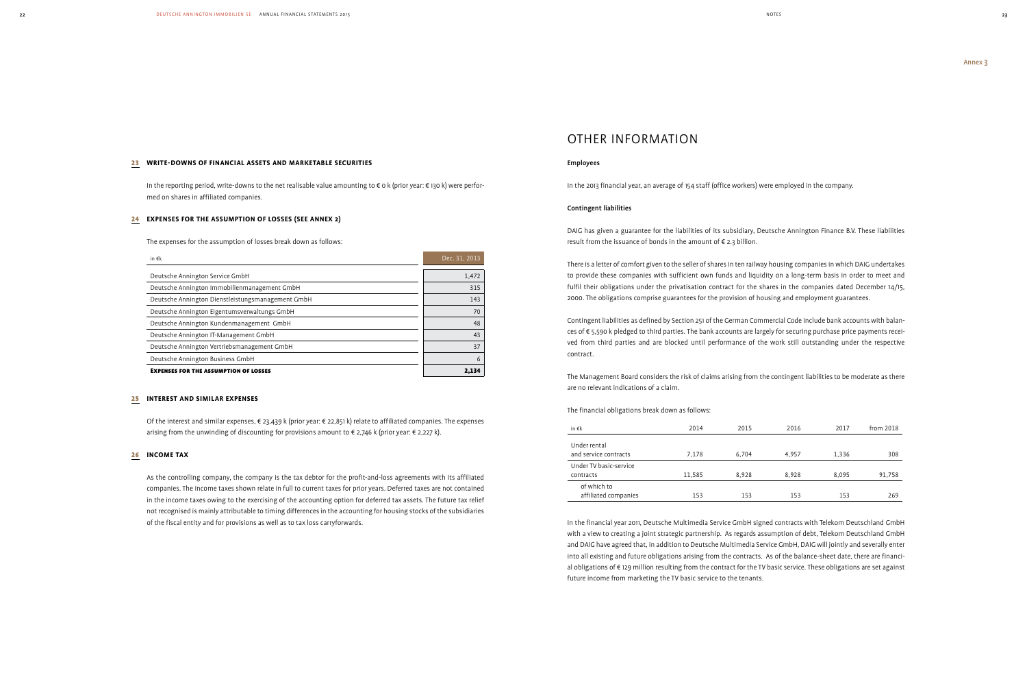### 23 Write-downs of financial assets and marketable securities

In the reporting period, write-downs to the net realisable value amounting to € 0 k (prior year: € 130 k) were performed on shares in affiliated companies.

### 24 Expenses for the assumption of losses (see Annex 2)

The expenses for the assumption of losses break down as follows:

| in €k | Dec. 31, 2013 |
|---|---|
| Deutsche Annington Service GmbH | 1,472 |
| Deutsche Annington Immobilienmanagement GmbH | 315 |
| Deutsche Annington Dienstleistungsmanagement GmbH | 143 |
| Deutsche Annington Eigentumsverwaltungs GmbH | 70 |
| Deutsche Annington Kundenmanagement GmbH | 48 |
| Deutsche Annington IT-Management GmbH | 43 |
| Deutsche Annington Vertriebsmanagement GmbH | 37 |
| Deutsche Annington Business GmbH | 6 |
| **Expenses for the assumption of losses** | **2,134** |

### 25 Interest and similar expenses

Of the interest and similar expenses, € 23,439 k (prior year: € 22,851 k) relate to affiliated companies. The expenses arising from the unwinding of discounting for provisions amount to € 2,746 k (prior year: € 2,227 k).

### 26 Income tax

As the controlling company, the company is the tax debtor for the profit-and-loss agreements with its affiliated companies. The income taxes shown relate in full to current taxes for prior years. Deferred taxes are not contained in the income taxes owing to the exercising of the accounting option for deferred tax assets. The future tax relief not recognised is mainly attributable to timing differences in the accounting for housing stocks of the subsidiaries of the fiscal entity and for provisions as well as to tax loss carryforwards.

Annex 3

# Other Information

**Employees**

In the 2013 financial year, an average of 154 staff (office workers) were employed in the company.

**Contingent liabilities**

DAIG has given a guarantee for the liabilities of its subsidiary, Deutsche Annington Finance B.V. These liabilities result from the issuance of bonds in the amount of € 2.3 billion.

There is a letter of comfort given to the seller of shares in ten railway housing companies in which DAIG undertakes to provide these companies with sufficient own funds and liquidity on a long-term basis in order to meet and fulfil their obligations under the privatisation contract for the shares in the companies dated December 14/15, 2000. The obligations comprise guarantees for the provision of housing and employment guarantees.

Contingent liabilities as defined by Section 251 of the German Commercial Code include bank accounts with balances of € 5,590 k pledged to third parties. The bank accounts are largely for securing purchase price payments received from third parties and are blocked until performance of the work still outstanding under the respective contract.

The Management Board considers the risk of claims arising from the contingent liabilities to be moderate as there are no relevant indications of a claim.

The financial obligations break down as follows:

| in €k | 2014 | 2015 | 2016 | 2017 | from 2018 |
|---|---|---|---|---|---|
| Under rental and service contracts | 7,178 | 6,704 | 4,957 | 1,336 | 308 |
| Under TV basic-service contracts | 11,585 | 8,928 | 8,928 | 8,095 | 91,758 |
| of which to affiliated companies | 153 | 153 | 153 | 153 | 269 |

In the financial year 2011, Deutsche Multimedia Service GmbH signed contracts with Telekom Deutschland GmbH with a view to creating a joint strategic partnership. As regards assumption of debt, Telekom Deutschland GmbH and DAIG have agreed that, in addition to Deutsche Multimedia Service GmbH, DAIG will jointly and severally enter into all existing and future obligations arising from the contracts. As of the balance-sheet date, there are financial obligations of € 129 million resulting from the contract for the TV basic service. These obligations are set against future income from marketing the TV basic service to the tenants.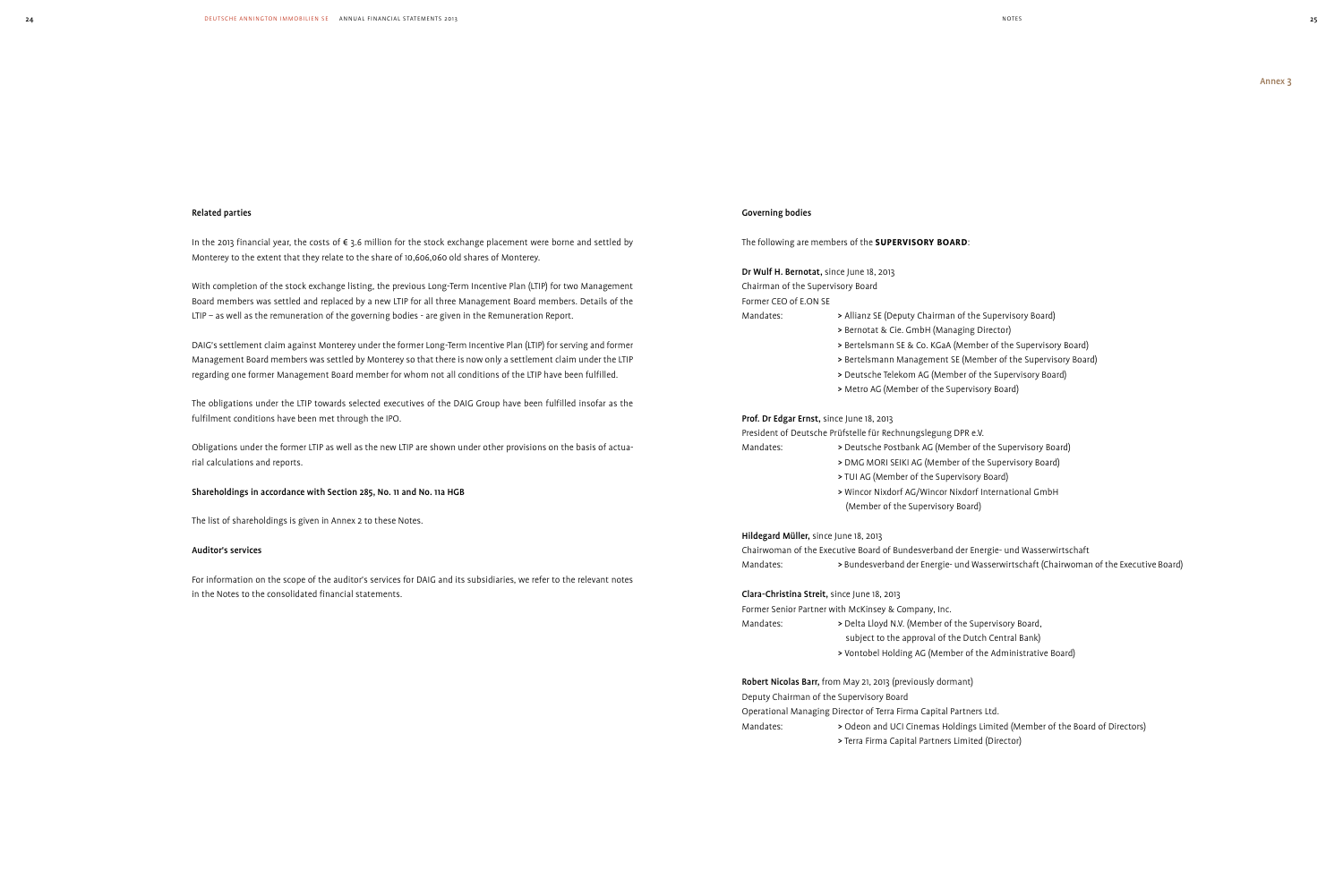## Related parties

In the 2013 financial year, the costs of € 3.6 million for the stock exchange placement were borne and settled by Monterey to the extent that they relate to the share of 10,606,060 old shares of Monterey.

With completion of the stock exchange listing, the previous Long-Term Incentive Plan (LTIP) for two Management Board members was settled and replaced by a new LTIP for all three Management Board members. Details of the LTIP – as well as the remuneration of the governing bodies - are given in the Remuneration Report.

DAIG's settlement claim against Monterey under the former Long-Term Incentive Plan (LTIP) for serving and former Management Board members was settled by Monterey so that there is now only a settlement claim under the LTIP regarding one former Management Board member for whom not all conditions of the LTIP have been fulfilled.

The obligations under the LTIP towards selected executives of the DAIG Group have been fulfilled insofar as the fulfilment conditions have been met through the IPO.

Obligations under the former LTIP as well as the new LTIP are shown under other provisions on the basis of actuarial calculations and reports.

## Shareholdings in accordance with Section 285, No. 11 and No. 11a HGB

The list of shareholdings is given in Annex 2 to these Notes.

## Auditor's services

For information on the scope of the auditor's services for DAIG and its subsidiaries, we refer to the relevant notes in the Notes to the consolidated financial statements.

Annex 3

## Governing bodies

The following are members of the **SUPERVISORY BOARD**:

**Dr Wulf H. Bernotat,** since June 18, 2013
Chairman of the Supervisory Board
Former CEO of E.ON SE
Mandates:
- Allianz SE (Deputy Chairman of the Supervisory Board)
- Bernotat & Cie. GmbH (Managing Director)
- Bertelsmann SE & Co. KGaA (Member of the Supervisory Board)
- Bertelsmann Management SE (Member of the Supervisory Board)
- Deutsche Telekom AG (Member of the Supervisory Board)
- Metro AG (Member of the Supervisory Board)

**Prof. Dr Edgar Ernst,** since June 18, 2013
President of Deutsche Prüfstelle für Rechnungslegung DPR e.V.
Mandates:
- Deutsche Postbank AG (Member of the Supervisory Board)
- DMG MORI SEIKI AG (Member of the Supervisory Board)
- TUI AG (Member of the Supervisory Board)
- Wincor Nixdorf AG/Wincor Nixdorf International GmbH (Member of the Supervisory Board)

**Hildegard Müller,** since June 18, 2013
Chairwoman of the Executive Board of Bundesverband der Energie- und Wasserwirtschaft
Mandates:
- Bundesverband der Energie- und Wasserwirtschaft (Chairwoman of the Executive Board)

**Clara-Christina Streit,** since June 18, 2013
Former Senior Partner with McKinsey & Company, Inc.
Mandates:
- Delta Lloyd N.V. (Member of the Supervisory Board, subject to the approval of the Dutch Central Bank)
- Vontobel Holding AG (Member of the Administrative Board)

**Robert Nicolas Barr,** from May 21, 2013 (previously dormant)
Deputy Chairman of the Supervisory Board
Operational Managing Director of Terra Firma Capital Partners Ltd.
Mandates:
- Odeon and UCI Cinemas Holdings Limited (Member of the Board of Directors)
- Terra Firma Capital Partners Limited (Director)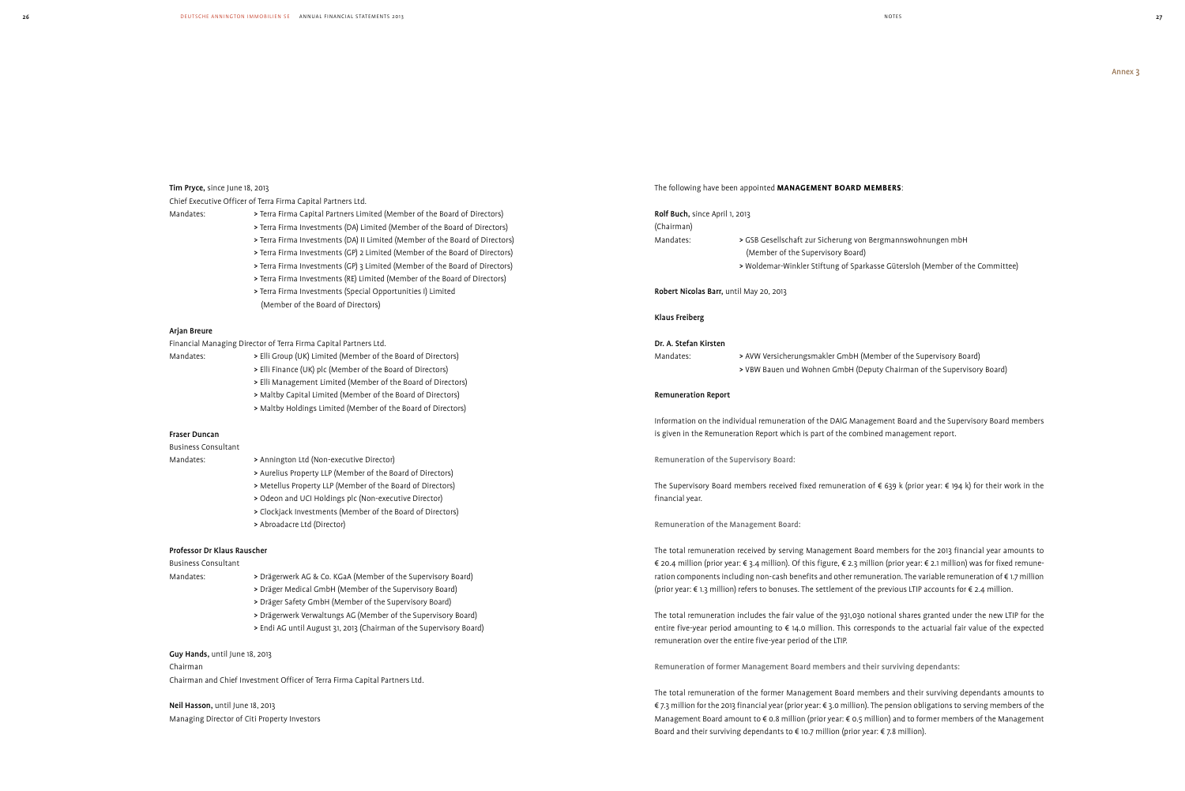Annex 3

**Tim Pryce,** since June 18, 2013

Chief Executive Officer of Terra Firma Capital Partners Ltd.

Mandates:
- Terra Firma Capital Partners Limited (Member of the Board of Directors)
- Terra Firma Investments (DA) Limited (Member of the Board of Directors)
- Terra Firma Investments (DA) II Limited (Member of the Board of Directors)
- Terra Firma Investments (GP) 2 Limited (Member of the Board of Directors)
- Terra Firma Investments (GP) 3 Limited (Member of the Board of Directors)
- Terra Firma Investments (RE) Limited (Member of the Board of Directors)
- Terra Firma Investments (Special Opportunities I) Limited (Member of the Board of Directors)

**Arjan Breure**

Financial Managing Director of Terra Firma Capital Partners Ltd.

Mandates:
- Elli Group (UK) Limited (Member of the Board of Directors)
- Elli Finance (UK) plc (Member of the Board of Directors)
- Elli Management Limited (Member of the Board of Directors)
- Maltby Capital Limited (Member of the Board of Directors)
- Maltby Holdings Limited (Member of the Board of Directors)

**Fraser Duncan**

Business Consultant

Mandates:
- Annington Ltd (Non-executive Director)
- Aurelius Property LLP (Member of the Board of Directors)
- Metellus Property LLP (Member of the Board of Directors)
- Odeon and UCI Holdings plc (Non-executive Director)
- Clockjack Investments (Member of the Board of Directors)
- Abroadacre Ltd (Director)

**Professor Dr Klaus Rauscher**

Business Consultant

Mandates:
- Drägerwerk AG & Co. KGaA (Member of the Supervisory Board)
- Dräger Medical GmbH (Member of the Supervisory Board)
- Dräger Safety GmbH (Member of the Supervisory Board)
- Drägerwerk Verwaltungs AG (Member of the Supervisory Board)
- Endi AG until August 31, 2013 (Chairman of the Supervisory Board)

**Guy Hands,** until June 18, 2013

Chairman

Chairman and Chief Investment Officer of Terra Firma Capital Partners Ltd.

**Neil Hasson,** until June 18, 2013

Managing Director of Citi Property Investors

The following have been appointed **MANAGEMENT BOARD MEMBERS**:

**Rolf Buch,** since April 1, 2013

(Chairman)

Mandates:
- GSB Gesellschaft zur Sicherung von Bergmannswohnungen mbH (Member of the Supervisory Board)
- Woldemar-Winkler Stiftung of Sparkasse Gütersloh (Member of the Committee)

**Robert Nicolas Barr,** until May 20, 2013

**Klaus Freiberg**

**Dr. A. Stefan Kirsten**

Mandates:
- AVW Versicherungsmakler GmbH (Member of the Supervisory Board)
- VBW Bauen und Wohnen GmbH (Deputy Chairman of the Supervisory Board)

**Remuneration Report**

Information on the individual remuneration of the DAIG Management Board and the Supervisory Board members is given in the Remuneration Report which is part of the combined management report.

Remuneration of the Supervisory Board:

The Supervisory Board members received fixed remuneration of € 639 k (prior year: € 194 k) for their work in the financial year.

Remuneration of the Management Board:

The total remuneration received by serving Management Board members for the 2013 financial year amounts to € 20.4 million (prior year: € 3.4 million). Of this figure, € 2.3 million (prior year: € 2.1 million) was for fixed remuneration components including non-cash benefits and other remuneration. The variable remuneration of € 1.7 million (prior year: € 1.3 million) refers to bonuses. The settlement of the previous LTIP accounts for € 2.4 million.

The total remuneration includes the fair value of the 931,030 notional shares granted under the new LTIP for the entire five-year period amounting to € 14.0 million. This corresponds to the actuarial fair value of the expected remuneration over the entire five-year period of the LTIP.

Remuneration of former Management Board members and their surviving dependants:

The total remuneration of the former Management Board members and their surviving dependants amounts to € 7.3 million for the 2013 financial year (prior year: € 3.0 million). The pension obligations to serving members of the Management Board amount to € 0.8 million (prior year: € 0.5 million) and to former members of the Management Board and their surviving dependants to € 10.7 million (prior year: € 7.8 million).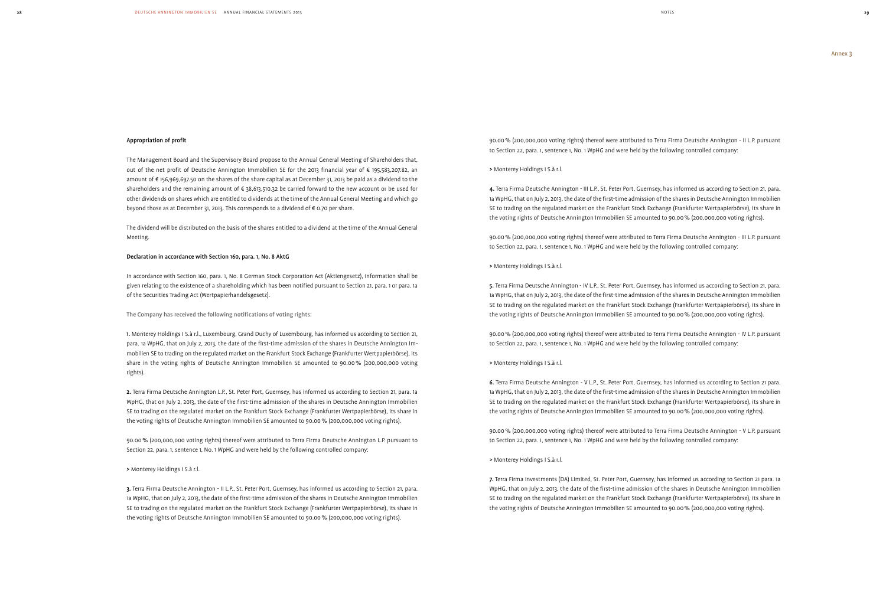Annex 3

### Appropriation of profit

The Management Board and the Supervisory Board propose to the Annual General Meeting of Shareholders that, out of the net profit of Deutsche Annington Immobilien SE for the 2013 financial year of € 195,583,207.82, an amount of € 156,969,697.50 on the shares of the share capital as at December 31, 2013 be paid as a dividend to the shareholders and the remaining amount of € 38,613,510.32 be carried forward to the new account or be used for other dividends on shares which are entitled to dividends at the time of the Annual General Meeting and which go beyond those as at December 31, 2013. This corresponds to a dividend of € 0.70 per share.

The dividend will be distributed on the basis of the shares entitled to a dividend at the time of the Annual General Meeting.

### Declaration in accordance with Section 160, para. 1, No. 8 AktG

In accordance with Section 160, para. 1, No. 8 German Stock Corporation Act (Aktiengesetz), information shall be given relating to the existence of a shareholding which has been notified pursuant to Section 21, para. 1 or para. 1a of the Securities Trading Act (Wertpapierhandelsgesetz).

The Company has received the following notifications of voting rights:

**1.** Monterey Holdings I S.à r.l., Luxembourg, Grand Duchy of Luxembourg, has informed us according to Section 21, para. 1a WpHG, that on July 2, 2013, the date of the first-time admission of the shares in Deutsche Annington Immobilien SE to trading on the regulated market on the Frankfurt Stock Exchange (Frankfurter Wertpapierbörse), its share in the voting rights of Deutsche Annington Immobilien SE amounted to 90.00 % (200,000,000 voting rights).

**2.** Terra Firma Deutsche Annington L.P., St. Peter Port, Guernsey, has informed us according to Section 21, para. 1a WpHG, that on July 2, 2013, the date of the first-time admission of the shares in Deutsche Annington Immobilien SE to trading on the regulated market on the Frankfurt Stock Exchange (Frankfurter Wertpapierbörse), its share in the voting rights of Deutsche Annington Immobilien SE amounted to 90.00 % (200,000,000 voting rights).

90.00 % (200,000,000 voting rights) thereof were attributed to Terra Firma Deutsche Annington L.P. pursuant to Section 22, para. 1, sentence 1, No. 1 WpHG and were held by the following controlled company:

> Monterey Holdings I S.à r.l.

**3.** Terra Firma Deutsche Annington - II L.P., St. Peter Port, Guernsey, has informed us according to Section 21, para. 1a WpHG, that on July 2, 2013, the date of the first-time admission of the shares in Deutsche Annington Immobilien SE to trading on the regulated market on the Frankfurt Stock Exchange (Frankfurter Wertpapierbörse), its share in the voting rights of Deutsche Annington Immobilien SE amounted to 90.00 % (200,000,000 voting rights).

90.00 % (200,000,000 voting rights) thereof were attributed to Terra Firma Deutsche Annington - II L.P. pursuant to Section 22, para. 1, sentence 1, No. 1 WpHG and were held by the following controlled company:

> Monterey Holdings I S.à r.l.

**4.** Terra Firma Deutsche Annington - III L.P., St. Peter Port, Guernsey, has informed us according to Section 21, para. 1a WpHG, that on July 2, 2013, the date of the first-time admission of the shares in Deutsche Annington Immobilien SE to trading on the regulated market on the Frankfurt Stock Exchange (Frankfurter Wertpapierbörse), its share in the voting rights of Deutsche Annington Immobilien SE amounted to 90.00 % (200,000,000 voting rights).

90.00 % (200,000,000 voting rights) thereof were attributed to Terra Firma Deutsche Annington - III L.P. pursuant to Section 22, para. 1, sentence 1, No. 1 WpHG and were held by the following controlled company:

> Monterey Holdings I S.à r.l.

**5.** Terra Firma Deutsche Annington - IV L.P., St. Peter Port, Guernsey, has informed us according to Section 21, para. 1a WpHG, that on July 2, 2013, the date of the first-time admission of the shares in Deutsche Annington Immobilien SE to trading on the regulated market on the Frankfurt Stock Exchange (Frankfurter Wertpapierbörse), its share in the voting rights of Deutsche Annington Immobilien SE amounted to 90.00 % (200,000,000 voting rights).

90.00 % (200,000,000 voting rights) thereof were attributed to Terra Firma Deutsche Annington - IV L.P. pursuant to Section 22, para. 1, sentence 1, No. 1 WpHG and were held by the following controlled company:

> Monterey Holdings I S.à r.l.

**6.** Terra Firma Deutsche Annington - V L.P., St. Peter Port, Guernsey, has informed us according to Section 21 para. 1a WpHG, that on July 2, 2013, the date of the first-time admission of the shares in Deutsche Annington Immobilien SE to trading on the regulated market on the Frankfurt Stock Exchange (Frankfurter Wertpapierbörse), its share in the voting rights of Deutsche Annington Immobilien SE amounted to 90.00 % (200,000,000 voting rights).

90.00 % (200,000,000 voting rights) thereof were attributed to Terra Firma Deutsche Annington - V L.P. pursuant to Section 22, para. 1, sentence 1, No. 1 WpHG and were held by the following controlled company:

> Monterey Holdings I S.à r.l.

**7.** Terra Firma Investments (DA) Limited, St. Peter Port, Guernsey, has informed us according to Section 21 para. 1a WpHG, that on July 2, 2013, the date of the first-time admission of the shares in Deutsche Annington Immobilien SE to trading on the regulated market on the Frankfurt Stock Exchange (Frankfurter Wertpapierbörse), its share in the voting rights of Deutsche Annington Immobilien SE amounted to 90.00 % (200,000,000 voting rights).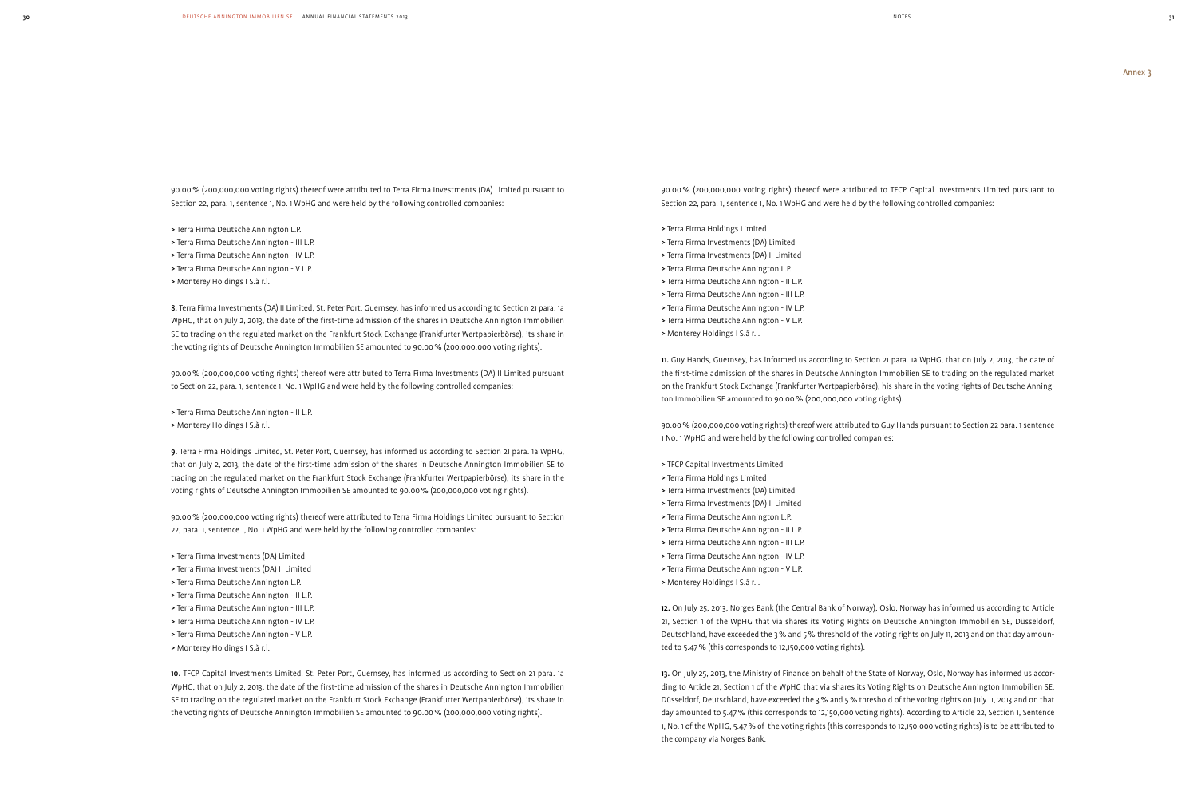90.00 % (200,000,000 voting rights) thereof were attributed to Terra Firma Investments (DA) Limited pursuant to Section 22, para. 1, sentence 1, No. 1 WpHG and were held by the following controlled companies:

> Terra Firma Deutsche Annington L.P.
> Terra Firma Deutsche Annington - III L.P.
> Terra Firma Deutsche Annington - IV L.P.
> Terra Firma Deutsche Annington - V L.P.
> Monterey Holdings I S.à r.l.

**8.** Terra Firma Investments (DA) II Limited, St. Peter Port, Guernsey, has informed us according to Section 21 para. 1a WpHG, that on July 2, 2013, the date of the first-time admission of the shares in Deutsche Annington Immobilien SE to trading on the regulated market on the Frankfurt Stock Exchange (Frankfurter Wertpapierbörse), its share in the voting rights of Deutsche Annington Immobilien SE amounted to 90.00 % (200,000,000 voting rights).

90.00 % (200,000,000 voting rights) thereof were attributed to Terra Firma Investments (DA) II Limited pursuant to Section 22, para. 1, sentence 1, No. 1 WpHG and were held by the following controlled companies:

> Terra Firma Deutsche Annington - II L.P.
> Monterey Holdings I S.à r.l.

**9.** Terra Firma Holdings Limited, St. Peter Port, Guernsey, has informed us according to Section 21 para. 1a WpHG, that on July 2, 2013, the date of the first-time admission of the shares in Deutsche Annington Immobilien SE to trading on the regulated market on the Frankfurt Stock Exchange (Frankfurter Wertpapierbörse), its share in the voting rights of Deutsche Annington Immobilien SE amounted to 90.00 % (200,000,000 voting rights).

90.00 % (200,000,000 voting rights) thereof were attributed to Terra Firma Holdings Limited pursuant to Section 22, para. 1, sentence 1, No. 1 WpHG and were held by the following controlled companies:

> Terra Firma Investments (DA) Limited
> Terra Firma Investments (DA) II Limited
> Terra Firma Deutsche Annington L.P.
> Terra Firma Deutsche Annington - II L.P.
> Terra Firma Deutsche Annington - III L.P.
> Terra Firma Deutsche Annington - IV L.P.
> Terra Firma Deutsche Annington - V L.P.
> Monterey Holdings I S.à r.l.

**10.** TFCP Capital Investments Limited, St. Peter Port, Guernsey, has informed us according to Section 21 para. 1a WpHG, that on July 2, 2013, the date of the first-time admission of the shares in Deutsche Annington Immobilien SE to trading on the regulated market on the Frankfurt Stock Exchange (Frankfurter Wertpapierbörse), its share in the voting rights of Deutsche Annington Immobilien SE amounted to 90.00 % (200,000,000 voting rights).

90.00 % (200,000,000 voting rights) thereof were attributed to TFCP Capital Investments Limited pursuant to Section 22, para. 1, sentence 1, No. 1 WpHG and were held by the following controlled companies:

> Terra Firma Holdings Limited
> Terra Firma Investments (DA) Limited
> Terra Firma Investments (DA) II Limited
> Terra Firma Deutsche Annington L.P.
> Terra Firma Deutsche Annington - II L.P.
> Terra Firma Deutsche Annington - III L.P.
> Terra Firma Deutsche Annington - IV L.P.
> Terra Firma Deutsche Annington - V L.P.
> Monterey Holdings I S.à r.l.

**11.** Guy Hands, Guernsey, has informed us according to Section 21 para. 1a WpHG, that on July 2, 2013, the date of the first-time admission of the shares in Deutsche Annington Immobilien SE to trading on the regulated market on the Frankfurt Stock Exchange (Frankfurter Wertpapierbörse), his share in the voting rights of Deutsche Annington Immobilien SE amounted to 90.00 % (200,000,000 voting rights).

90.00 % (200,000,000 voting rights) thereof were attributed to Guy Hands pursuant to Section 22 para. 1 sentence 1 No. 1 WpHG and were held by the following controlled companies:

> TFCP Capital Investments Limited
> Terra Firma Holdings Limited
> Terra Firma Investments (DA) Limited
> Terra Firma Investments (DA) II Limited
> Terra Firma Deutsche Annington L.P.
> Terra Firma Deutsche Annington - II L.P.
> Terra Firma Deutsche Annington - III L.P.
> Terra Firma Deutsche Annington - IV L.P.
> Terra Firma Deutsche Annington - V L.P.
> Monterey Holdings I S.à r.l.

**12.** On July 25, 2013, Norges Bank (the Central Bank of Norway), Oslo, Norway has informed us according to Article 21, Section 1 of the WpHG that via shares its Voting Rights on Deutsche Annington Immobilien SE, Düsseldorf, Deutschland, have exceeded the 3 % and 5 % threshold of the voting rights on July 11, 2013 and on that day amounted to 5.47 % (this corresponds to 12,150,000 voting rights).

**13.** On July 25, 2013, the Ministry of Finance on behalf of the State of Norway, Oslo, Norway has informed us according to Article 21, Section 1 of the WpHG that via shares its Voting Rights on Deutsche Annington Immobilien SE, Düsseldorf, Deutschland, have exceeded the 3 % and 5 % threshold of the voting rights on July 11, 2013 and on that day amounted to 5.47 % (this corresponds to 12,150,000 voting rights). According to Article 22, Section 1, Sentence 1, No. 1 of the WpHG, 5.47 % of the voting rights (this corresponds to 12,150,000 voting rights) is to be attributed to the company via Norges Bank.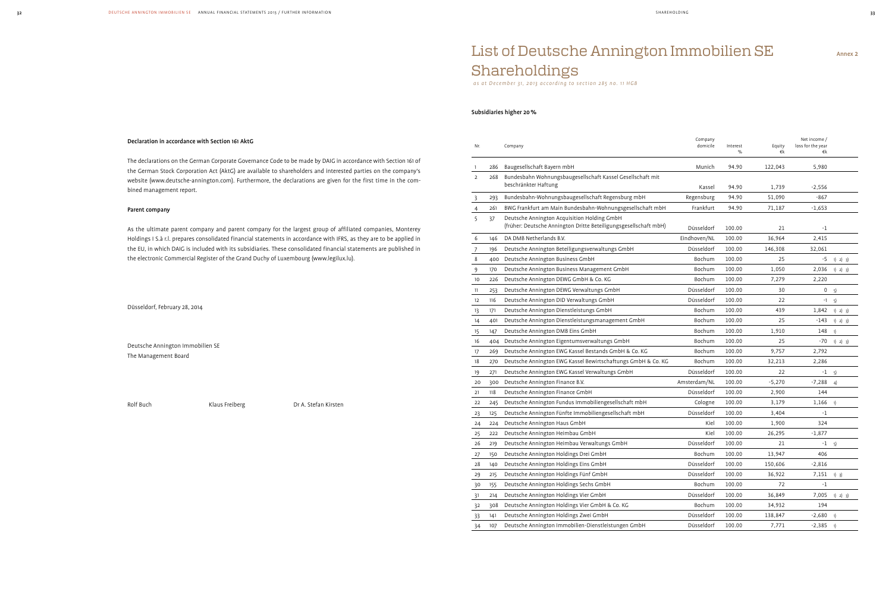### Declaration in accordance with Section 161 AktG

The declarations on the German Corporate Governance Code to be made by DAIG in accordance with Section 161 of the German Stock Corporation Act (AktG) are available to shareholders and interested parties on the company's website (www.deutsche-annington.com). Furthermore, the declarations are given for the first time in the combined management report.

### Parent company

As the ultimate parent company and parent company for the largest group of affiliated companies, Monterey Holdings I S.à r.l. prepares consolidated financial statements in accordance with IFRS, as they are to be applied in the EU, in which DAIG is included with its subsidiaries. These consolidated financial statements are published in the electronic Commercial Register of the Grand Duchy of Luxembourg (www.legilux.lu).

Düsseldorf, February 28, 2014

Deutsche Annington Immobilien SE
The Management Board

Rolf Buch Klaus Freiberg Dr A. Stefan Kirsten

# List of Deutsche Annington Immobilien SE Shareholdings

Annex 2

*as at December 31, 2013 according to section 285 no. 11 HGB*

### Subsidiaries higher 20 %

| Nr. | | Company | Company domicile | Interest % | Equity €k | Net income / loss for the year €k | |
|---|---|---|---|---|---|---|---|
| 1 | 286 | Baugesellschaft Bayern mbH | Munich | 94.90 | 122,043 | 5,980 | |
| 2 | 268 | Bundesbahn Wohnungsbaugesellschaft Kassel Gesellschaft mit beschränkter Haftung | Kassel | 94.90 | 1,739 | -2,556 | |
| 3 | 293 | Bundesbahn-Wohnungsbaugesellschaft Regensburg mbH | Regensburg | 94.90 | 51,090 | -867 | |
| 4 | 261 | BWG Frankfurt am Main Bundesbahn-Wohnungsgesellschaft mbH | Frankfurt | 94.90 | 71,187 | -1,653 | |
| 5 | 37 | Deutsche Annington Acquisition Holding GmbH (früher: Deutsche Annington Dritte Beteiligungsgesellschaft mbH) | Düsseldorf | 100.00 | 21 | -1 | |
| 6 | 146 | DA DMB Netherlands B.V. | Eindhoven/NL | 100.00 | 36,964 | 2,415 | |
| 7 | 196 | Deutsche Annington Beteiligungsverwaltungs GmbH | Düsseldorf | 100.00 | 146,308 | 32,061 | |
| 8 | 400 | Deutsche Annington Business GmbH | Bochum | 100.00 | 25 | -5 | 1) 2) 3) |
| 9 | 170 | Deutsche Annington Business Management GmbH | Bochum | 100.00 | 1,050 | 2,036 | 1) 2) 3) |
| 10 | 226 | Deutsche Annington DEWG GmbH & Co. KG | Bochum | 100.00 | 7,279 | 2,220 | |
| 11 | 253 | Deutsche Annington DEWG Verwaltungs GmbH | Düsseldorf | 100.00 | 30 | 0 | 5) |
| 12 | 116 | Deutsche Annington DID Verwaltungs GmbH | Düsseldorf | 100.00 | 22 | -1 | 5) |
| 13 | 171 | Deutsche Annington Dienstleistungs GmbH | Bochum | 100.00 | 439 | 1,842 | 1) 2) 3) |
| 14 | 401 | Deutsche Annington Dienstleistungsmanagement GmbH | Bochum | 100.00 | 25 | -143 | 1) 2) 3) |
| 15 | 147 | Deutsche Annington DMB Eins GmbH | Bochum | 100.00 | 1,910 | 148 | 1) |
| 16 | 404 | Deutsche Annington Eigentumsverwaltungs GmbH | Bochum | 100.00 | 25 | -70 | 1) 2) 3) |
| 17 | 269 | Deutsche Annington EWG Kassel Bestands GmbH & Co. KG | Bochum | 100.00 | 9,757 | 2,792 | |
| 18 | 270 | Deutsche Annington EWG Kassel Bewirtschaftungs GmbH & Co. KG | Bochum | 100.00 | 32,213 | 2,286 | |
| 19 | 271 | Deutsche Annington EWG Kassel Verwaltungs GmbH | Düsseldorf | 100.00 | 22 | -1 | 5) |
| 20 | 300 | Deutsche Annington Finance B.V. | Amsterdam/NL | 100.00 | -5,270 | -7,288 | 4) |
| 21 | 118 | Deutsche Annington Finance GmbH | Düsseldorf | 100.00 | 2,900 | 144 | |
| 22 | 245 | Deutsche Annington Fundus Immobiliengesellschaft mbH | Cologne | 100.00 | 3,179 | 1,166 | 1) |
| 23 | 125 | Deutsche Annington Fünfte Immobiliengesellschaft mbH | Düsseldorf | 100.00 | 3,404 | -1 | |
| 24 | 224 | Deutsche Annington Haus GmbH | Kiel | 100.00 | 1,900 | 324 | |
| 25 | 222 | Deutsche Annington Heimbau GmbH | Kiel | 100.00 | 26,295 | -1,877 | |
| 26 | 219 | Deutsche Annington Heimbau Verwaltungs GmbH | Düsseldorf | 100.00 | 21 | -1 | 5) |
| 27 | 150 | Deutsche Annington Holdings Drei GmbH | Bochum | 100.00 | 13,947 | 406 | |
| 28 | 140 | Deutsche Annington Holdings Eins GmbH | Düsseldorf | 100.00 | 150,606 | -2,816 | |
| 29 | 215 | Deutsche Annington Holdings Fünf GmbH | Düsseldorf | 100.00 | 36,922 | 7,151 | 1) 3) |
| 30 | 155 | Deutsche Annington Holdings Sechs GmbH | Bochum | 100.00 | 72 | -1 | |
| 31 | 214 | Deutsche Annington Holdings Vier GmbH | Düsseldorf | 100.00 | 36,849 | 7,005 | 1) 2) 3) |
| 32 | 308 | Deutsche Annington Holdings Vier GmbH & Co. KG | Bochum | 100.00 | 34,932 | 194 | |
| 33 | 141 | Deutsche Annington Holdings Zwei GmbH | Düsseldorf | 100.00 | 138,847 | -2,680 | 1) |
| 34 | 107 | Deutsche Annington Immobilien-Dienstleistungen GmbH | Düsseldorf | 100.00 | 7,771 | -2,385 | 1) |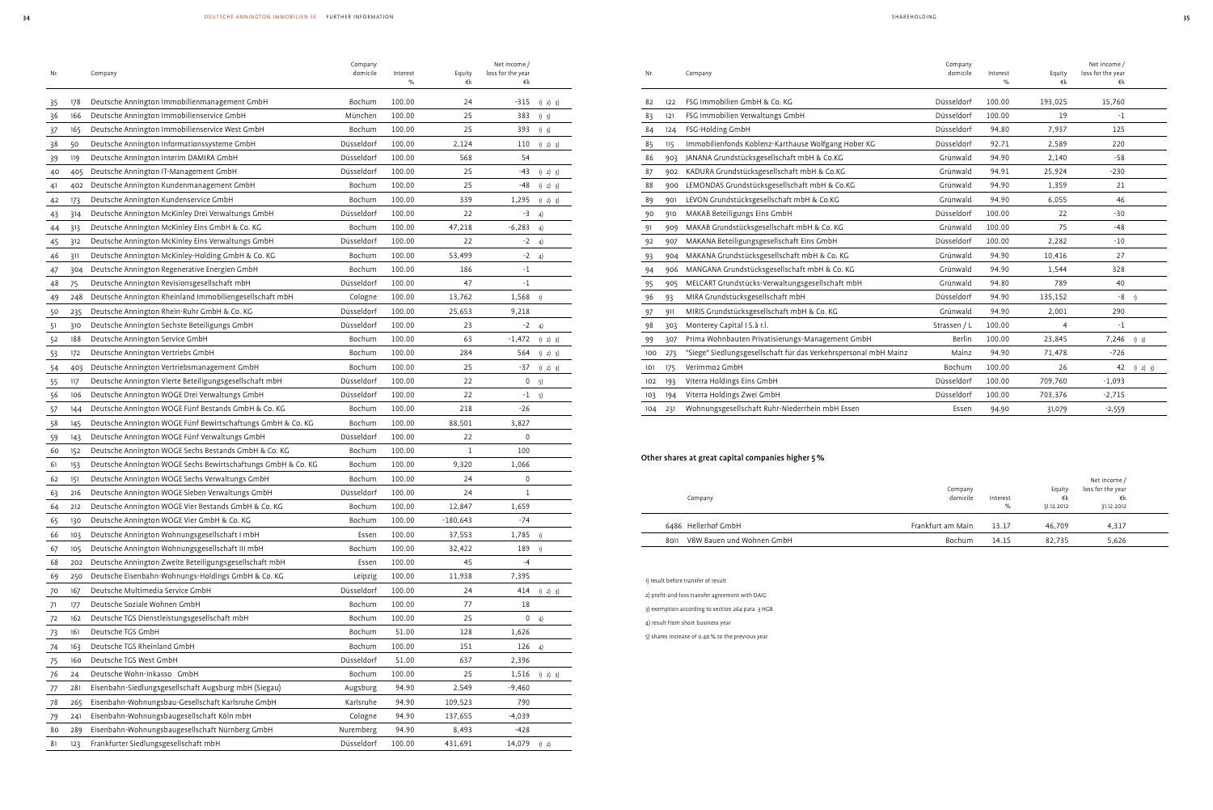| Nr. | | Company | Company domicile | Interest % | Equity €k | Net income / loss for the year €k | |
|---|---|---|---|---|---|---|---|
| 35 | 178 | Deutsche Annington Immobilienmanagement GmbH | Bochum | 100.00 | 24 | -315 | 1) 2) 3) |
| 36 | 166 | Deutsche Annington Immobilienservice GmbH | München | 100.00 | 25 | 383 | 1) 3) |
| 37 | 165 | Deutsche Annington Immobilienservice West GmbH | Bochum | 100.00 | 25 | 393 | 1) 3) |
| 38 | 50 | Deutsche Annington Informationssysteme GmbH | Düsseldorf | 100.00 | 2,124 | 110 | 1) 2) 3) |
| 39 | 119 | Deutsche Annington Interim DAMIRA GmbH | Düsseldorf | 100.00 | 568 | 54 | |
| 40 | 405 | Deutsche Annington IT-Management GmbH | Düsseldorf | 100.00 | 25 | -43 | 1) 2) 3) |
| 41 | 402 | Deutsche Annington Kundenmanagement GmbH | Bochum | 100.00 | 25 | -48 | 1) 2) 3) |
| 42 | 173 | Deutsche Annington Kundenservice GmbH | Bochum | 100.00 | 339 | 1,295 | 1) 2) 3) |
| 43 | 314 | Deutsche Annington McKinley Drei Verwaltungs GmbH | Düsseldorf | 100.00 | 22 | -3 | 4) |
| 44 | 313 | Deutsche Annington McKinley Eins GmbH & Co. KG | Bochum | 100.00 | 47,218 | -6,283 | 4) |
| 45 | 312 | Deutsche Annington McKinley Eins Verwaltungs GmbH | Düsseldorf | 100.00 | 22 | -2 | 4) |
| 46 | 311 | Deutsche Annington McKinley-Holding GmbH & Co. KG | Bochum | 100.00 | 53,499 | -2 | 4) |
| 47 | 304 | Deutsche Annington Regenerative Energien GmbH | Bochum | 100.00 | 186 | -1 | |
| 48 | 75 | Deutsche Annington Revisionsgesellschaft mbH | Düsseldorf | 100.00 | 47 | -1 | |
| 49 | 248 | Deutsche Annington Rheinland Immobiliengesellschaft mbH | Cologne | 100.00 | 13,762 | 1,568 | 1) |
| 50 | 235 | Deutsche Annington Rhein-Ruhr GmbH & Co. KG | Düsseldorf | 100.00 | 25,653 | 9,218 | |
| 51 | 310 | Deutsche Annington Sechste Beteiligungs GmbH | Düsseldorf | 100.00 | 23 | -2 | 4) |
| 52 | 188 | Deutsche Annington Service GmbH | Bochum | 100.00 | 63 | -1,472 | 1) 2) 3) |
| 53 | 172 | Deutsche Annington Vertriebs GmbH | Bochum | 100.00 | 284 | 564 | 1) 2) 3) |
| 54 | 403 | Deutsche Annington Vertriebsmanagement GmbH | Bochum | 100.00 | 25 | -37 | 1) 2) 3) |
| 55 | 117 | Deutsche Annington Vierte Beteiligungsgesellschaft mbH | Düsseldorf | 100.00 | 22 | 0 | 5) |
| 56 | 106 | Deutsche Annington WOGE Drei Verwaltungs GmbH | Düsseldorf | 100.00 | 22 | -1 | 5) |
| 57 | 144 | Deutsche Annington WOGE Fünf Bestands GmbH & Co. KG | Bochum | 100.00 | 218 | -26 | |
| 58 | 145 | Deutsche Annington WOGE Fünf Bewirtschaftungs GmbH & Co. KG | Bochum | 100.00 | 88,501 | 3,827 | |
| 59 | 143 | Deutsche Annington WOGE Fünf Verwaltungs GmbH | Düsseldorf | 100.00 | 22 | 0 | |
| 60 | 152 | Deutsche Annington WOGE Sechs Bestands GmbH & Co. KG | Bochum | 100.00 | 1 | 100 | |
| 61 | 153 | Deutsche Annington WOGE Sechs Bewirtschaftungs GmbH & Co. KG | Bochum | 100.00 | 9,320 | 1,066 | |
| 62 | 151 | Deutsche Annington WOGE Sechs Verwaltungs GmbH | Bochum | 100.00 | 24 | 0 | |
| 63 | 216 | Deutsche Annington WOGE Sieben Verwaltungs GmbH | Düsseldorf | 100.00 | 24 | 1 | |
| 64 | 212 | Deutsche Annington WOGE Vier Bestands GmbH & Co. KG | Bochum | 100.00 | 12,847 | 1,659 | |
| 65 | 130 | Deutsche Annington WOGE Vier GmbH & Co. KG | Bochum | 100.00 | -180,643 | -74 | |
| 66 | 103 | Deutsche Annington Wohnungsgesellschaft I mbH | Essen | 100.00 | 37,553 | 1,785 | 1) |
| 67 | 105 | Deutsche Annington Wohnungsgesellschaft III mbH | Bochum | 100.00 | 32,422 | 189 | 1) |
| 68 | 202 | Deutsche Annington Zweite Beteiligungsgesellschaft mbH | Essen | 100.00 | 45 | -4 | |
| 69 | 250 | Deutsche Eisenbahn-Wohnungs-Holdings GmbH & Co. KG | Leipzig | 100.00 | 11,938 | 7,395 | |
| 70 | 167 | Deutsche Multimedia Service GmbH | Düsseldorf | 100.00 | 24 | 414 | 1) 2) 3) |
| 71 | 177 | Deutsche Soziale Wohnen GmbH | Bochum | 100.00 | 77 | 18 | |
| 72 | 162 | Deutsche TGS Dienstleistungsgesellschaft mbH | Bochum | 100.00 | 25 | 0 | 4) |
| 73 | 161 | Deutsche TGS GmbH | Bochum | 51.00 | 128 | 1,626 | |
| 74 | 163 | Deutsche TGS Rheinland GmbH | Bochum | 100.00 | 151 | 126 | 4) |
| 75 | 160 | Deutsche TGS West GmbH | Düsseldorf | 51.00 | 637 | 2,396 | |
| 76 | 24 | Deutsche Wohn-Inkasso GmbH | Bochum | 100.00 | 25 | 1,516 | 1) 2) 3) |
| 77 | 281 | Eisenbahn-Siedlungsgesellschaft Augsburg mbH (Siegau) | Augsburg | 94.90 | 2,549 | -9,460 | |
| 78 | 265 | Eisenbahn-Wohnungsbau-Gesellschaft Karlsruhe GmbH | Karlsruhe | 94.90 | 109,523 | 790 | |
| 79 | 241 | Eisenbahn-Wohnungsbaugesellschaft Köln mbH | Cologne | 94.90 | 137,655 | -4,039 | |
| 80 | 289 | Eisenbahn-Wohnungsbaugesellschaft Nürnberg GmbH | Nuremberg | 94.90 | 8,493 | -428 | |
| 81 | 123 | Frankfurter Siedlungsgesellschaft mbH | Düsseldorf | 100.00 | 431,691 | 14,079 | 1) 2) |
| 82 | 122 | FSG Immobilien GmbH & Co. KG | Düsseldorf | 100.00 | 193,025 | 15,760 | |
| 83 | 121 | FSG Immobilien Verwaltungs GmbH | Düsseldorf | 100.00 | 19 | -1 | |
| 84 | 124 | FSG-Holding GmbH | Düsseldorf | 94.80 | 7,937 | 125 | |
| 85 | 115 | Immobilienfonds Koblenz-Karthause Wolfgang Hober KG | Düsseldorf | 92.71 | 2,589 | 220 | |
| 86 | 903 | JANANA Grundstücksgesellschaft mbH & Co.KG | Grünwald | 94.90 | 2,140 | -58 | |
| 87 | 902 | KADURA Grundstücksgesellschaft mbH & Co.KG | Grünwald | 94.91 | 25,924 | -230 | |
| 88 | 900 | LEMONDAS Grundstücksgesellschaft mbH & Co.KG | Grünwald | 94.90 | 1,359 | 21 | |
| 89 | 901 | LEVON Grundstücksgesellschaft mbH & Co.KG | Grünwald | 94.90 | 6,055 | 46 | |
| 90 | 910 | MAKAB Beteiligungs Eins GmbH | Düsseldorf | 100.00 | 22 | -30 | |
| 91 | 909 | MAKAB Grundstücksgesellschaft mbH & Co. KG | Grünwald | 100.00 | 75 | -48 | |
| 92 | 907 | MAKANA Beteiligungsgesellschaft Eins GmbH | Düsseldorf | 100.00 | 2,282 | -10 | |
| 93 | 904 | MAKANA Grundstücksgesellschaft mbH & Co. KG | Grünwald | 94.90 | 10,416 | 27 | |
| 94 | 906 | MANGANA Grundstücksgesellschaft mbH & Co. KG | Grünwald | 94.90 | 1,544 | 328 | |
| 95 | 905 | MELCART Grundstücks-Verwaltungsgesellschaft mbH | Grünwald | 94.80 | 789 | 40 | |
| 96 | 93 | MIRA Grundstücksgesellschaft mbH | Düsseldorf | 94.90 | 135,152 | -8 | 1) |
| 97 | 911 | MIRIS Grundstücksgesellschaft mbH & Co. KG | Grünwald | 94.90 | 2,001 | 290 | |
| 98 | 303 | Monterey Capital I S.à r.l. | Strassen / L | 100.00 | 4 | -1 | |
| 99 | 307 | Prima Wohnbauten Privatisierungs-Management GmbH | Berlin | 100.00 | 23,845 | 7,246 | 1) 3) |
| 100 | 273 | "Siege" Siedlungsgesellschaft für das Verkehrspersonal mbH Mainz | Mainz | 94.90 | 71,478 | -726 | |
| 101 | 175 | Verimmo2 GmbH | Bochum | 100.00 | 26 | 42 | 1) 2) 3) |
| 102 | 193 | Viterra Holdings Eins GmbH | Düsseldorf | 100.00 | 709,760 | -1,093 | |
| 103 | 194 | Viterra Holdings Zwei GmbH | Düsseldorf | 100.00 | 703,376 | -2,715 | |
| 104 | 231 | Wohnungsgesellschaft Ruhr-Niederrhein mbH Essen | Essen | 94.90 | 31,079 | -2,559 | |

### Other shares at great capital companies higher 5 %

| | Company | Company domicile | Interest % | Equity €k 31.12.2012 | Net income / loss for the year €k 31.12.2012 |
|---|---|---|---|---|---|
| 6486 | Hellerhof GmbH | Frankfurt am Main | 13.17 | 46,709 | 4,317 |
| 8011 | VBW Bauen und Wohnen GmbH | Bochum | 14.15 | 82,735 | 5,626 |

1) result before transfer of result

2) profit-and-loss transfer agreement with DAIG

3) exemption according to section 264 para. 3 HGB

4) result from short business year

5) shares increase of 0.40 % to the previous year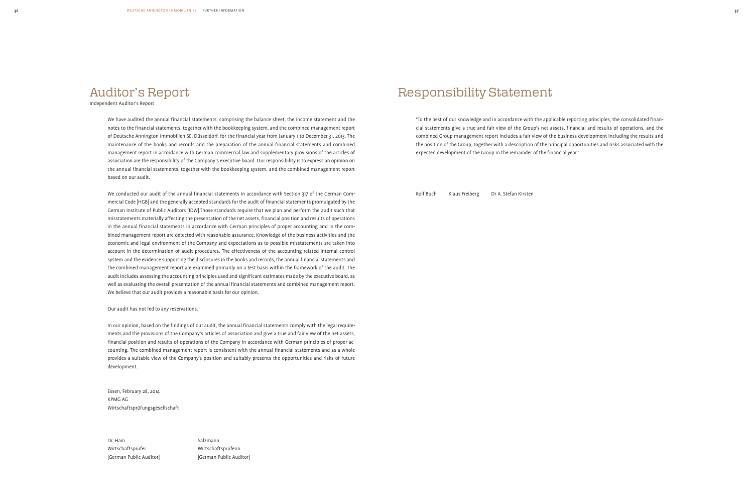# Auditor's Report

Independent Auditor's Report

We have audited the annual financial statements, comprising the balance sheet, the income statement and the notes to the financial statements, together with the bookkeeping system, and the combined management report of Deutsche Annington Immobilien SE, Düsseldorf, for the financial year from January 1 to December 31, 2013. The maintenance of the books and records and the preparation of the annual financial statements and combined management report in accordance with German commercial law and supplementary provisions of the articles of association are the responsibility of the Company's executive board. Our responsibility is to express an opinion on the annual financial statements, together with the bookkeeping system, and the combined management report based on our audit.

We conducted our audit of the annual financial statements in accordance with Section 317 of the German Commercial Code [HGB] and the generally accepted standards for the audit of financial statements promulgated by the German Institute of Public Auditors [IDW].Those standards require that we plan and perform the audit such that misstatements materially affecting the presentation of the net assets, financial position and results of operations in the annual financial statements in accordance with German principles of proper accounting and in the combined management report are detected with reasonable assurance. Knowledge of the business activities and the economic and legal environment of the Company and expectations as to possible misstatements are taken into account in the determination of audit procedures. The effectiveness of the accounting-related internal control system and the evidence supporting the disclosures in the books and records, the annual financial statements and the combined management report are examined primarily on a test basis within the framework of the audit. The audit includes assessing the accounting principles used and significant estimates made by the executive board, as well as evaluating the overall presentation of the annual financial statements and combined management report. We believe that our audit provides a reasonable basis for our opinion.

Our audit has not led to any reservations.

In our opinion, based on the findings of our audit, the annual financial statements comply with the legal requirements and the provisions of the Company's articles of association and give a true and fair view of the net assets, financial position and results of operations of the Company in accordance with German principles of proper accounting. The combined management report is consistent with the annual financial statements and as a whole provides a suitable view of the Company's position and suitably presents the opportunities and risks of future development.

Essen, February 28, 2014
KPMG AG
Wirtschaftsprüfungsgesellschaft

Dr. Hain
Wirtschaftsprüfer
[German Public Auditor]

Salzmann
Wirtschaftsprüferin
[German Public Auditor]

# Responsibility Statement

"To the best of our knowledge and in accordance with the applicable reporting principles, the consolidated financial statements give a true and fair view of the Group's net assets, financial and results of operations, and the combined Group management report includes a fair view of the business development including the results and the position of the Group, together with a description of the principal opportunities and risks associated with the expected development of the Group in the remainder of the financial year."

Rolf Buch     Klaus Freiberg     Dr A. Stefan Kirsten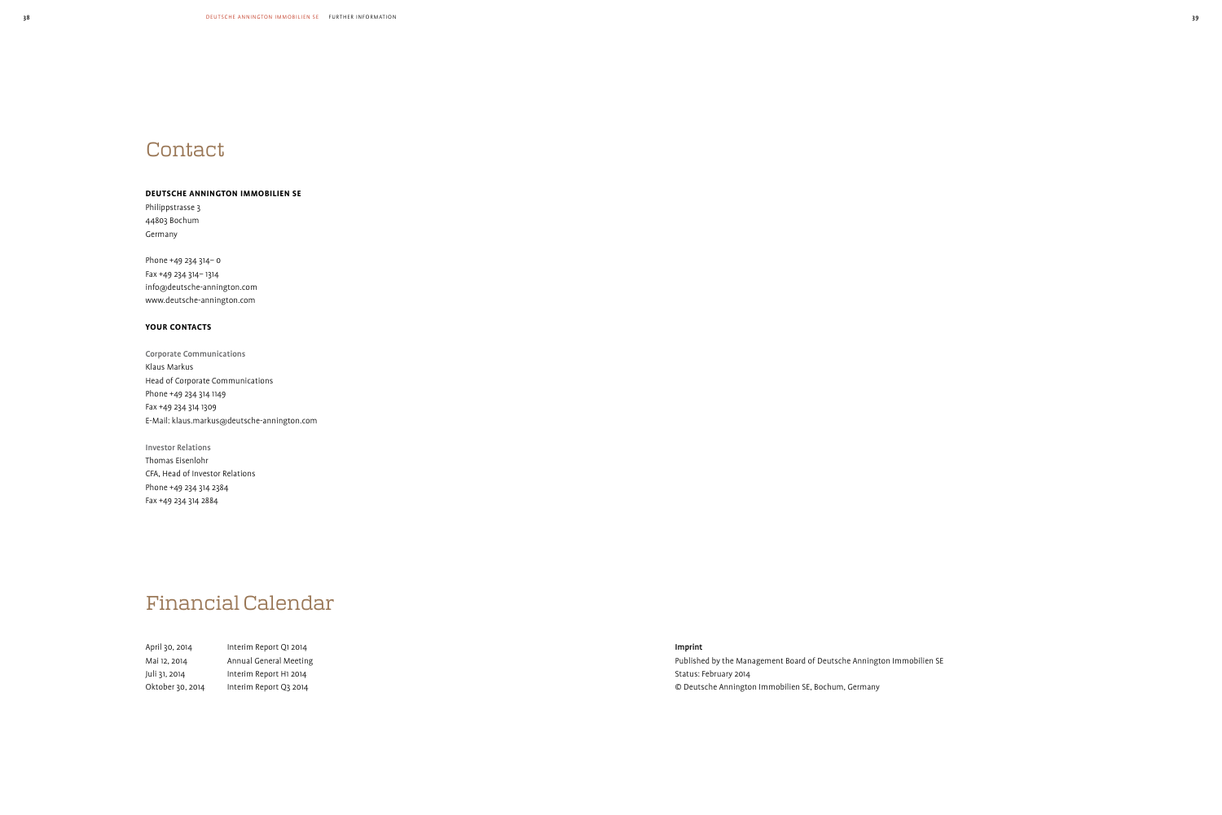# Contact

**DEUTSCHE ANNINGTON IMMOBILIEN SE**

Philippstrasse 3
44803 Bochum
Germany

Phone +49 234 314– 0
Fax +49 234 314– 1314
info@deutsche-annington.com
www.deutsche-annington.com

**YOUR CONTACTS**

Corporate Communications
Klaus Markus
Head of Corporate Communications
Phone +49 234 314 1149
Fax +49 234 314 1309
E-Mail: klaus.markus@deutsche-annington.com

Investor Relations
Thomas Eisenlohr
CFA, Head of Investor Relations
Phone +49 234 314 2384
Fax +49 234 314 2884

# Financial Calendar

| | |
|---|---|
| April 30, 2014 | Interim Report Q1 2014 |
| Mai 12, 2014 | Annual General Meeting |
| Juli 31, 2014 | Interim Report H1 2014 |
| Oktober 30, 2014 | Interim Report Q3 2014 |

**Imprint**

Published by the Management Board of Deutsche Annington Immobilien SE
Status: February 2014
© Deutsche Annington Immobilien SE, Bochum, Germany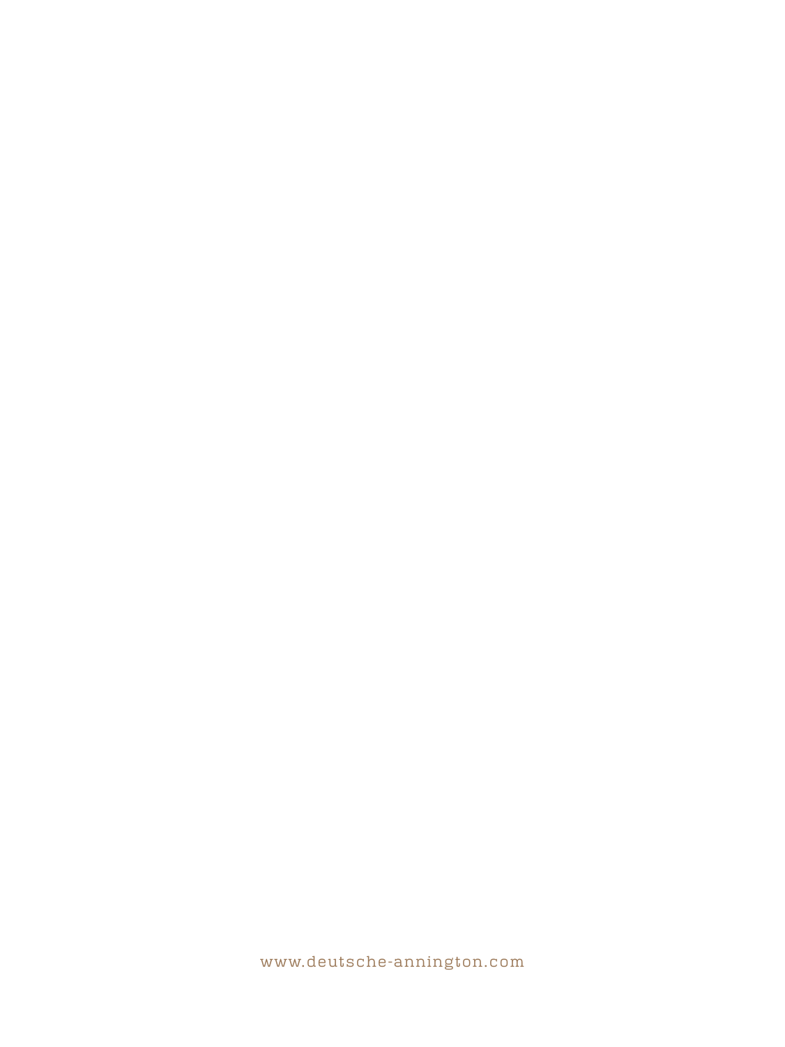www.deutsche-annington.com